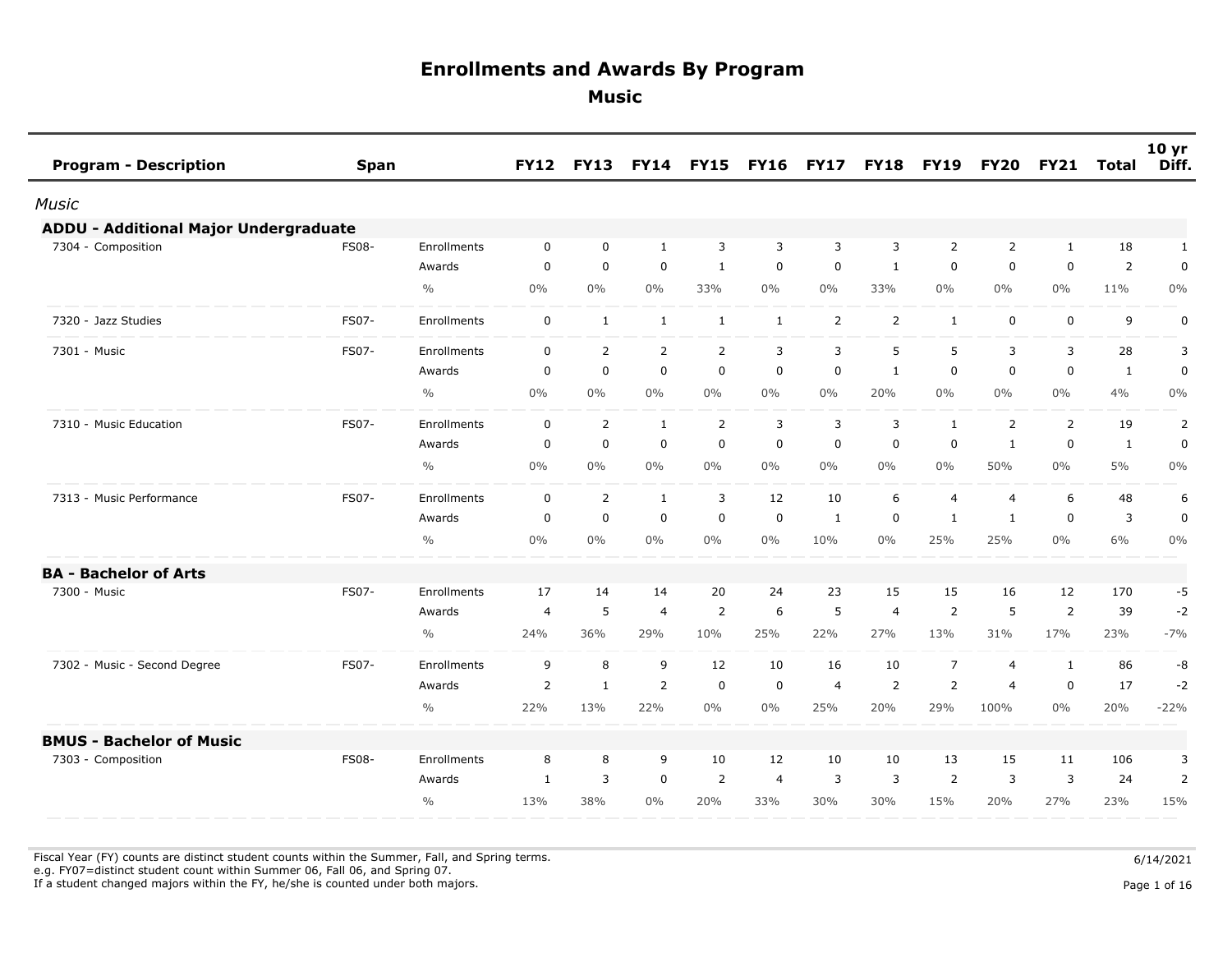# Enrollments and Awards By Program

## Music

| Program - Description | Span | | FY12 | FY13 | FY14 | FY15 | FY16 | FY17 | FY18 | FY19 | FY20 | FY21 | Total | 10 yr Diff. |
|---|---|---|---|---|---|---|---|---|---|---|---|---|---|---|
| *Music* | | | | | | | | | | | | | | |
| **ADDU - Additional Major Undergraduate** | | | | | | | | | | | | | | |
| 7304 - Composition | FS08- | Enrollments | 0 | 0 | 1 | 3 | 3 | 3 | 3 | 2 | 2 | 1 | 18 | 1 |
| | | Awards | 0 | 0 | 0 | 1 | 0 | 0 | 1 | 0 | 0 | 0 | 2 | 0 |
| | | % | 0% | 0% | 0% | 33% | 0% | 0% | 33% | 0% | 0% | 0% | 11% | 0% |
| 7320 - Jazz Studies | FS07- | Enrollments | 0 | 1 | 1 | 1 | 1 | 2 | 2 | 1 | 0 | 0 | 9 | 0 |
| 7301 - Music | FS07- | Enrollments | 0 | 2 | 2 | 2 | 3 | 3 | 5 | 5 | 3 | 3 | 28 | 3 |
| | | Awards | 0 | 0 | 0 | 0 | 0 | 0 | 1 | 0 | 0 | 0 | 1 | 0 |
| | | % | 0% | 0% | 0% | 0% | 0% | 0% | 20% | 0% | 0% | 0% | 4% | 0% |
| 7310 - Music Education | FS07- | Enrollments | 0 | 2 | 1 | 2 | 3 | 3 | 3 | 1 | 2 | 2 | 19 | 2 |
| | | Awards | 0 | 0 | 0 | 0 | 0 | 0 | 0 | 0 | 1 | 0 | 1 | 0 |
| | | % | 0% | 0% | 0% | 0% | 0% | 0% | 0% | 0% | 50% | 0% | 5% | 0% |
| 7313 - Music Performance | FS07- | Enrollments | 0 | 2 | 1 | 3 | 12 | 10 | 6 | 4 | 4 | 6 | 48 | 6 |
| | | Awards | 0 | 0 | 0 | 0 | 0 | 1 | 0 | 1 | 1 | 0 | 3 | 0 |
| | | % | 0% | 0% | 0% | 0% | 0% | 10% | 0% | 25% | 25% | 0% | 6% | 0% |
| **BA - Bachelor of Arts** | | | | | | | | | | | | | | |
| 7300 - Music | FS07- | Enrollments | 17 | 14 | 14 | 20 | 24 | 23 | 15 | 15 | 16 | 12 | 170 | -5 |
| | | Awards | 4 | 5 | 4 | 2 | 6 | 5 | 4 | 2 | 5 | 2 | 39 | -2 |
| | | % | 24% | 36% | 29% | 10% | 25% | 22% | 27% | 13% | 31% | 17% | 23% | -7% |
| 7302 - Music - Second Degree | FS07- | Enrollments | 9 | 8 | 9 | 12 | 10 | 16 | 10 | 7 | 4 | 1 | 86 | -8 |
| | | Awards | 2 | 1 | 2 | 0 | 0 | 4 | 2 | 2 | 4 | 0 | 17 | -2 |
| | | % | 22% | 13% | 22% | 0% | 0% | 25% | 20% | 29% | 100% | 0% | 20% | -22% |
| **BMUS - Bachelor of Music** | | | | | | | | | | | | | | |
| 7303 - Composition | FS08- | Enrollments | 8 | 8 | 9 | 10 | 12 | 10 | 10 | 13 | 15 | 11 | 106 | 3 |
| | | Awards | 1 | 3 | 0 | 2 | 4 | 3 | 3 | 2 | 3 | 3 | 24 | 2 |
| | | % | 13% | 38% | 0% | 20% | 33% | 30% | 30% | 15% | 20% | 27% | 23% | 15% |

Fiscal Year (FY) counts are distinct student counts within the Summer, Fall, and Spring terms.
e.g. FY07=distinct student count within Summer 06, Fall 06, and Spring 07.
If a student changed majors within the FY, he/she is counted under both majors.

6/14/2021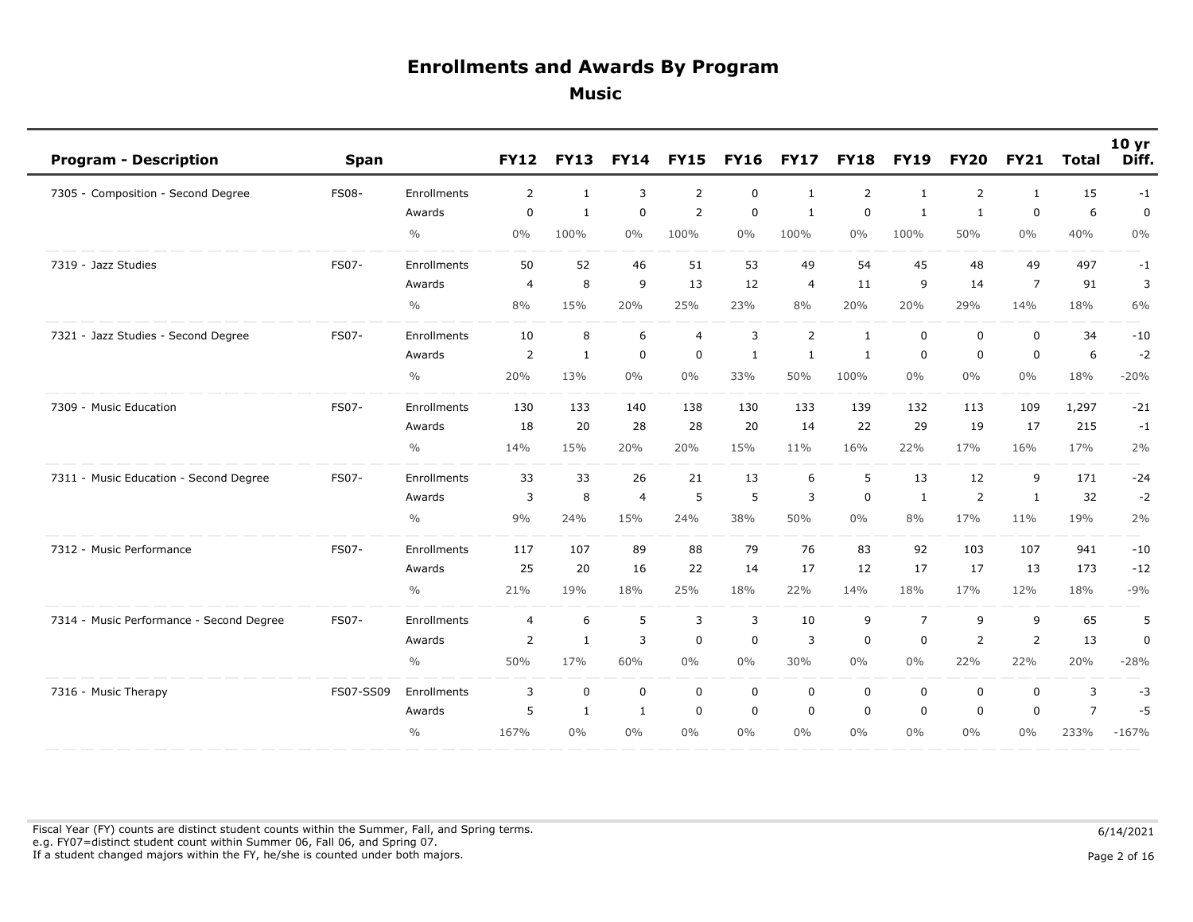# Enrollments and Awards By Program

## Music

| Program - Description | Span | | FY12 | FY13 | FY14 | FY15 | FY16 | FY17 | FY18 | FY19 | FY20 | FY21 | Total | 10 yr Diff. |
|---|---|---|---|---|---|---|---|---|---|---|---|---|---|---|
| 7305 - Composition - Second Degree | FS08- | Enrollments | 2 | 1 | 3 | 2 | 0 | 1 | 2 | 1 | 2 | 1 | 15 | -1 |
| | | Awards | 0 | 1 | 0 | 2 | 0 | 1 | 0 | 1 | 1 | 0 | 6 | 0 |
| | | % | 0% | 100% | 0% | 100% | 0% | 100% | 0% | 100% | 50% | 0% | 40% | 0% |
| 7319 - Jazz Studies | FS07- | Enrollments | 50 | 52 | 46 | 51 | 53 | 49 | 54 | 45 | 48 | 49 | 497 | -1 |
| | | Awards | 4 | 8 | 9 | 13 | 12 | 4 | 11 | 9 | 14 | 7 | 91 | 3 |
| | | % | 8% | 15% | 20% | 25% | 23% | 8% | 20% | 20% | 29% | 14% | 18% | 6% |
| 7321 - Jazz Studies - Second Degree | FS07- | Enrollments | 10 | 8 | 6 | 4 | 3 | 2 | 1 | 0 | 0 | 0 | 34 | -10 |
| | | Awards | 2 | 1 | 0 | 0 | 1 | 1 | 1 | 0 | 0 | 0 | 6 | -2 |
| | | % | 20% | 13% | 0% | 0% | 33% | 50% | 100% | 0% | 0% | 0% | 18% | -20% |
| 7309 - Music Education | FS07- | Enrollments | 130 | 133 | 140 | 138 | 130 | 133 | 139 | 132 | 113 | 109 | 1,297 | -21 |
| | | Awards | 18 | 20 | 28 | 28 | 20 | 14 | 22 | 29 | 19 | 17 | 215 | -1 |
| | | % | 14% | 15% | 20% | 20% | 15% | 11% | 16% | 22% | 17% | 16% | 17% | 2% |
| 7311 - Music Education - Second Degree | FS07- | Enrollments | 33 | 33 | 26 | 21 | 13 | 6 | 5 | 13 | 12 | 9 | 171 | -24 |
| | | Awards | 3 | 8 | 4 | 5 | 5 | 3 | 0 | 1 | 2 | 1 | 32 | -2 |
| | | % | 9% | 24% | 15% | 24% | 38% | 50% | 0% | 8% | 17% | 11% | 19% | 2% |
| 7312 - Music Performance | FS07- | Enrollments | 117 | 107 | 89 | 88 | 79 | 76 | 83 | 92 | 103 | 107 | 941 | -10 |
| | | Awards | 25 | 20 | 16 | 22 | 14 | 17 | 12 | 17 | 17 | 13 | 173 | -12 |
| | | % | 21% | 19% | 18% | 25% | 18% | 22% | 14% | 18% | 17% | 12% | 18% | -9% |
| 7314 - Music Performance - Second Degree | FS07- | Enrollments | 4 | 6 | 5 | 3 | 3 | 10 | 9 | 7 | 9 | 9 | 65 | 5 |
| | | Awards | 2 | 1 | 3 | 0 | 0 | 3 | 0 | 0 | 2 | 2 | 13 | 0 |
| | | % | 50% | 17% | 60% | 0% | 0% | 30% | 0% | 0% | 22% | 22% | 20% | -28% |
| 7316 - Music Therapy | FS07-SS09 | Enrollments | 3 | 0 | 0 | 0 | 0 | 0 | 0 | 0 | 0 | 0 | 3 | -3 |
| | | Awards | 5 | 1 | 1 | 0 | 0 | 0 | 0 | 0 | 0 | 0 | 7 | -5 |
| | | % | 167% | 0% | 0% | 0% | 0% | 0% | 0% | 0% | 0% | 0% | 233% | -167% |

Fiscal Year (FY) counts are distinct student counts within the Summer, Fall, and Spring terms.
e.g. FY07=distinct student count within Summer 06, Fall 06, and Spring 07.
If a student changed majors within the FY, he/she is counted under both majors.

6/14/2021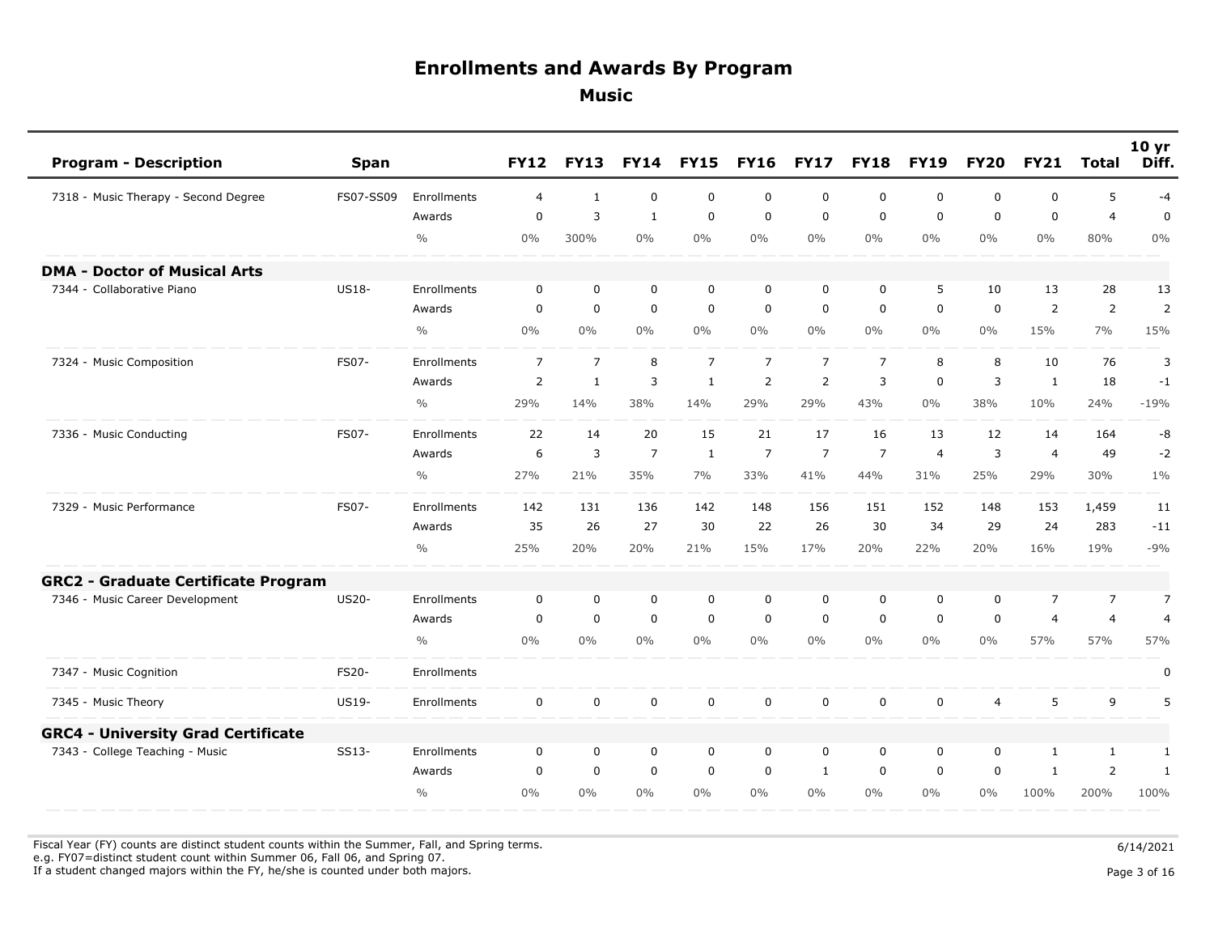# Enrollments and Awards By Program

## Music

| Program - Description | Span | | FY12 | FY13 | FY14 | FY15 | FY16 | FY17 | FY18 | FY19 | FY20 | FY21 | Total | 10 yr Diff. |
|---|---|---|---|---|---|---|---|---|---|---|---|---|---|---|
| 7318 - Music Therapy - Second Degree | FS07-SS09 | Enrollments | 4 | 1 | 0 | 0 | 0 | 0 | 0 | 0 | 0 | 0 | 5 | -4 |
| | | Awards | 0 | 3 | 1 | 0 | 0 | 0 | 0 | 0 | 0 | 0 | 4 | 0 |
| | | % | 0% | 300% | 0% | 0% | 0% | 0% | 0% | 0% | 0% | 0% | 80% | 0% |
| **DMA - Doctor of Musical Arts** | | | | | | | | | | | | | | |
| 7344 - Collaborative Piano | US18- | Enrollments | 0 | 0 | 0 | 0 | 0 | 0 | 0 | 5 | 10 | 13 | 28 | 13 |
| | | Awards | 0 | 0 | 0 | 0 | 0 | 0 | 0 | 0 | 0 | 2 | 2 | 2 |
| | | % | 0% | 0% | 0% | 0% | 0% | 0% | 0% | 0% | 0% | 15% | 7% | 15% |
| 7324 - Music Composition | FS07- | Enrollments | 7 | 7 | 8 | 7 | 7 | 7 | 7 | 8 | 8 | 10 | 76 | 3 |
| | | Awards | 2 | 1 | 3 | 1 | 2 | 2 | 3 | 0 | 3 | 1 | 18 | -1 |
| | | % | 29% | 14% | 38% | 14% | 29% | 29% | 43% | 0% | 38% | 10% | 24% | -19% |
| 7336 - Music Conducting | FS07- | Enrollments | 22 | 14 | 20 | 15 | 21 | 17 | 16 | 13 | 12 | 14 | 164 | -8 |
| | | Awards | 6 | 3 | 7 | 1 | 7 | 7 | 7 | 4 | 3 | 4 | 49 | -2 |
| | | % | 27% | 21% | 35% | 7% | 33% | 41% | 44% | 31% | 25% | 29% | 30% | 1% |
| 7329 - Music Performance | FS07- | Enrollments | 142 | 131 | 136 | 142 | 148 | 156 | 151 | 152 | 148 | 153 | 1,459 | 11 |
| | | Awards | 35 | 26 | 27 | 30 | 22 | 26 | 30 | 34 | 29 | 24 | 283 | -11 |
| | | % | 25% | 20% | 20% | 21% | 15% | 17% | 20% | 22% | 20% | 16% | 19% | -9% |
| **GRC2 - Graduate Certificate Program** | | | | | | | | | | | | | | |
| 7346 - Music Career Development | US20- | Enrollments | 0 | 0 | 0 | 0 | 0 | 0 | 0 | 0 | 0 | 7 | 7 | 7 |
| | | Awards | 0 | 0 | 0 | 0 | 0 | 0 | 0 | 0 | 0 | 4 | 4 | 4 |
| | | % | 0% | 0% | 0% | 0% | 0% | 0% | 0% | 0% | 0% | 57% | 57% | 57% |
| 7347 - Music Cognition | FS20- | Enrollments | | | | | | | | | | | | 0 |
| 7345 - Music Theory | US19- | Enrollments | 0 | 0 | 0 | 0 | 0 | 0 | 0 | 0 | 4 | 5 | 9 | 5 |
| **GRC4 - University Grad Certificate** | | | | | | | | | | | | | | |
| 7343 - College Teaching - Music | SS13- | Enrollments | 0 | 0 | 0 | 0 | 0 | 0 | 0 | 0 | 0 | 1 | 1 | 1 |
| | | Awards | 0 | 0 | 0 | 0 | 0 | 1 | 0 | 0 | 0 | 1 | 2 | 1 |
| | | % | 0% | 0% | 0% | 0% | 0% | 0% | 0% | 0% | 0% | 100% | 200% | 100% |

Fiscal Year (FY) counts are distinct student counts within the Summer, Fall, and Spring terms.
e.g. FY07=distinct student count within Summer 06, Fall 06, and Spring 07.
If a student changed majors within the FY, he/she is counted under both majors.

6/14/2021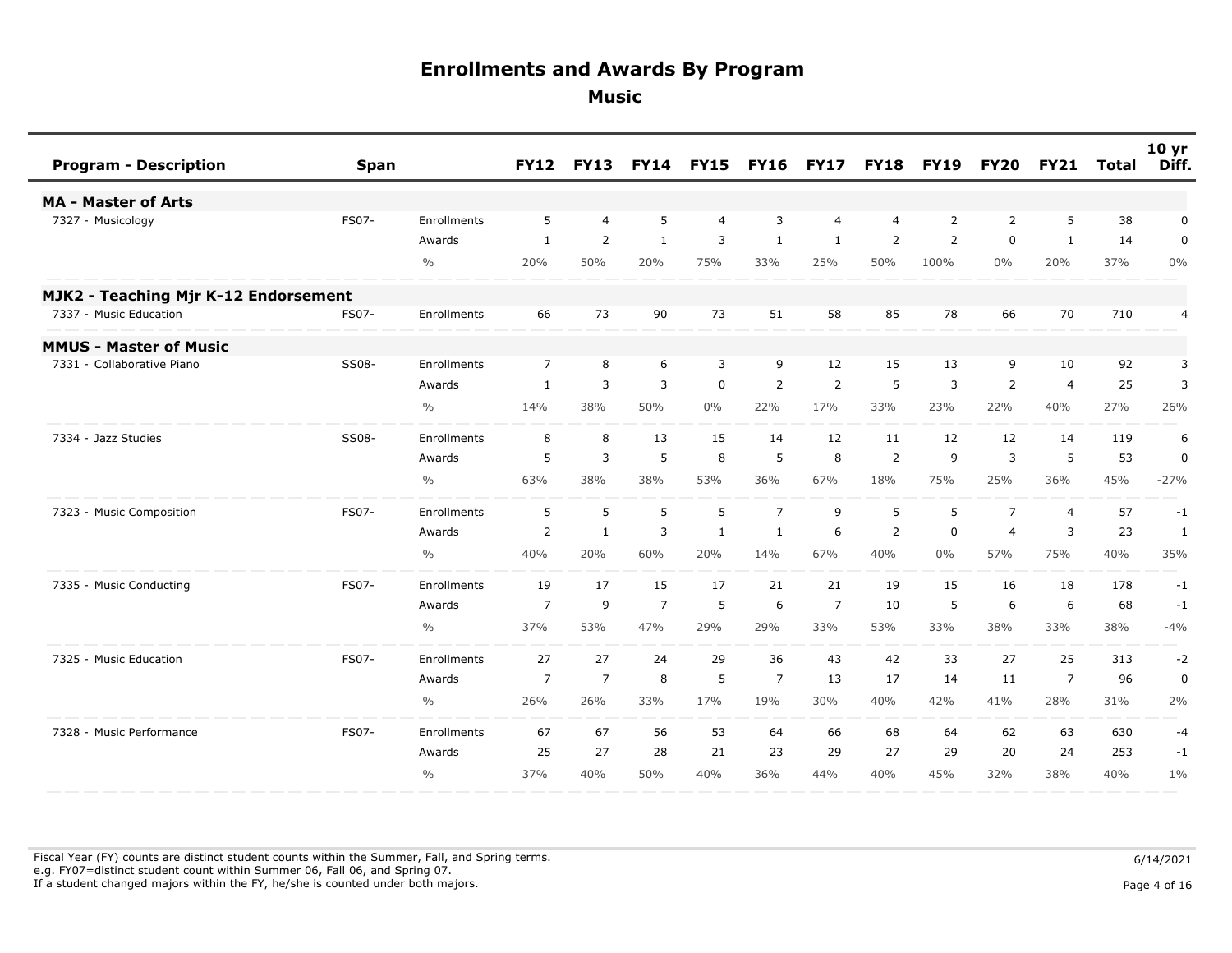# Enrollments and Awards By Program

## Music

| Program - Description | Span | | FY12 | FY13 | FY14 | FY15 | FY16 | FY17 | FY18 | FY19 | FY20 | FY21 | Total | 10 yr Diff. |
|---|---|---|---|---|---|---|---|---|---|---|---|---|---|---|
| **MA - Master of Arts** | | | | | | | | | | | | | | |
| 7327 - Musicology | FS07- | Enrollments | 5 | 4 | 5 | 4 | 3 | 4 | 4 | 2 | 2 | 5 | 38 | 0 |
| | | Awards | 1 | 2 | 1 | 3 | 1 | 1 | 2 | 2 | 0 | 1 | 14 | 0 |
| | | % | 20% | 50% | 20% | 75% | 33% | 25% | 50% | 100% | 0% | 20% | 37% | 0% |
| **MJK2 - Teaching Mjr K-12 Endorsement** | | | | | | | | | | | | | | |
| 7337 - Music Education | FS07- | Enrollments | 66 | 73 | 90 | 73 | 51 | 58 | 85 | 78 | 66 | 70 | 710 | 4 |
| **MMUS - Master of Music** | | | | | | | | | | | | | | |
| 7331 - Collaborative Piano | SS08- | Enrollments | 7 | 8 | 6 | 3 | 9 | 12 | 15 | 13 | 9 | 10 | 92 | 3 |
| | | Awards | 1 | 3 | 3 | 0 | 2 | 2 | 5 | 3 | 2 | 4 | 25 | 3 |
| | | % | 14% | 38% | 50% | 0% | 22% | 17% | 33% | 23% | 22% | 40% | 27% | 26% |
| 7334 - Jazz Studies | SS08- | Enrollments | 8 | 8 | 13 | 15 | 14 | 12 | 11 | 12 | 12 | 14 | 119 | 6 |
| | | Awards | 5 | 3 | 5 | 8 | 5 | 8 | 2 | 9 | 3 | 5 | 53 | 0 |
| | | % | 63% | 38% | 38% | 53% | 36% | 67% | 18% | 75% | 25% | 36% | 45% | -27% |
| 7323 - Music Composition | FS07- | Enrollments | 5 | 5 | 5 | 5 | 7 | 9 | 5 | 5 | 7 | 4 | 57 | -1 |
| | | Awards | 2 | 1 | 3 | 1 | 1 | 6 | 2 | 0 | 4 | 3 | 23 | 1 |
| | | % | 40% | 20% | 60% | 20% | 14% | 67% | 40% | 0% | 57% | 75% | 40% | 35% |
| 7335 - Music Conducting | FS07- | Enrollments | 19 | 17 | 15 | 17 | 21 | 21 | 19 | 15 | 16 | 18 | 178 | -1 |
| | | Awards | 7 | 9 | 7 | 5 | 6 | 7 | 10 | 5 | 6 | 6 | 68 | -1 |
| | | % | 37% | 53% | 47% | 29% | 29% | 33% | 53% | 33% | 38% | 33% | 38% | -4% |
| 7325 - Music Education | FS07- | Enrollments | 27 | 27 | 24 | 29 | 36 | 43 | 42 | 33 | 27 | 25 | 313 | -2 |
| | | Awards | 7 | 7 | 8 | 5 | 7 | 13 | 17 | 14 | 11 | 7 | 96 | 0 |
| | | % | 26% | 26% | 33% | 17% | 19% | 30% | 40% | 42% | 41% | 28% | 31% | 2% |
| 7328 - Music Performance | FS07- | Enrollments | 67 | 67 | 56 | 53 | 64 | 66 | 68 | 64 | 62 | 63 | 630 | -4 |
| | | Awards | 25 | 27 | 28 | 21 | 23 | 29 | 27 | 29 | 20 | 24 | 253 | -1 |
| | | % | 37% | 40% | 50% | 40% | 36% | 44% | 40% | 45% | 32% | 38% | 40% | 1% |

Fiscal Year (FY) counts are distinct student counts within the Summer, Fall, and Spring terms.
e.g. FY07=distinct student count within Summer 06, Fall 06, and Spring 07.
If a student changed majors within the FY, he/she is counted under both majors.

6/14/2021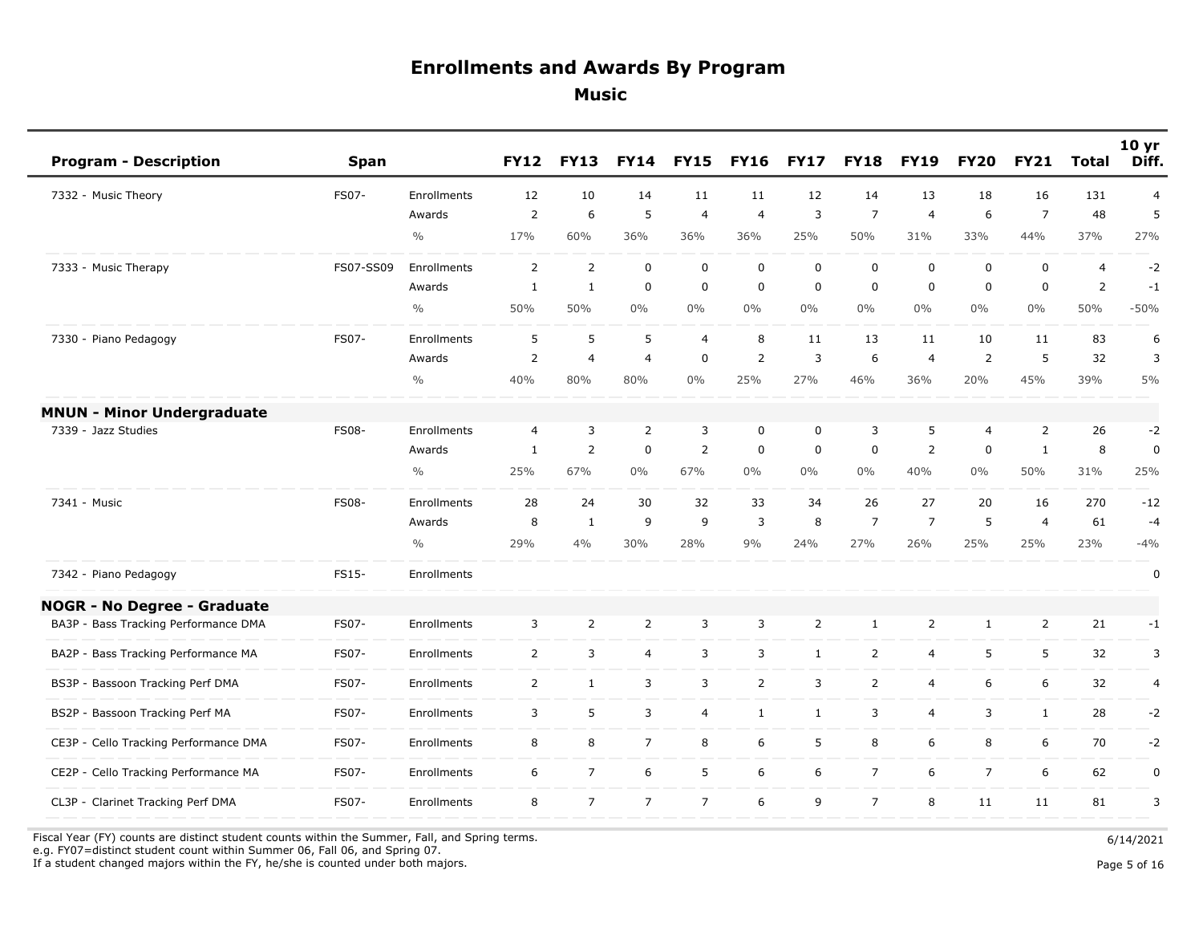# Enrollments and Awards By Program

## Music

| Program - Description | Span | | FY12 | FY13 | FY14 | FY15 | FY16 | FY17 | FY18 | FY19 | FY20 | FY21 | Total | 10 yr Diff. |
|---|---|---|---|---|---|---|---|---|---|---|---|---|---|---|
| 7332 - Music Theory | FS07- | Enrollments | 12 | 10 | 14 | 11 | 11 | 12 | 14 | 13 | 18 | 16 | 131 | 4 |
| | | Awards | 2 | 6 | 5 | 4 | 4 | 3 | 7 | 4 | 6 | 7 | 48 | 5 |
| | | % | 17% | 60% | 36% | 36% | 36% | 25% | 50% | 31% | 33% | 44% | 37% | 27% |
| 7333 - Music Therapy | FS07-SS09 | Enrollments | 2 | 2 | 0 | 0 | 0 | 0 | 0 | 0 | 0 | 0 | 4 | -2 |
| | | Awards | 1 | 1 | 0 | 0 | 0 | 0 | 0 | 0 | 0 | 0 | 2 | -1 |
| | | % | 50% | 50% | 0% | 0% | 0% | 0% | 0% | 0% | 0% | 0% | 50% | -50% |
| 7330 - Piano Pedagogy | FS07- | Enrollments | 5 | 5 | 5 | 4 | 8 | 11 | 13 | 11 | 10 | 11 | 83 | 6 |
| | | Awards | 2 | 4 | 4 | 0 | 2 | 3 | 6 | 4 | 2 | 5 | 32 | 3 |
| | | % | 40% | 80% | 80% | 0% | 25% | 27% | 46% | 36% | 20% | 45% | 39% | 5% |
| **MNUN - Minor Undergraduate** | | | | | | | | | | | | | | |
| 7339 - Jazz Studies | FS08- | Enrollments | 4 | 3 | 2 | 3 | 0 | 0 | 3 | 5 | 4 | 2 | 26 | -2 |
| | | Awards | 1 | 2 | 0 | 2 | 0 | 0 | 0 | 2 | 0 | 1 | 8 | 0 |
| | | % | 25% | 67% | 0% | 67% | 0% | 0% | 0% | 40% | 0% | 50% | 31% | 25% |
| 7341 - Music | FS08- | Enrollments | 28 | 24 | 30 | 32 | 33 | 34 | 26 | 27 | 20 | 16 | 270 | -12 |
| | | Awards | 8 | 1 | 9 | 9 | 3 | 8 | 7 | 7 | 5 | 4 | 61 | -4 |
| | | % | 29% | 4% | 30% | 28% | 9% | 24% | 27% | 26% | 25% | 25% | 23% | -4% |
| 7342 - Piano Pedagogy | FS15- | Enrollments | | | | | | | | | | | | 0 |
| **NOGR - No Degree - Graduate** | | | | | | | | | | | | | | |
| BA3P - Bass Tracking Performance DMA | FS07- | Enrollments | 3 | 2 | 2 | 3 | 3 | 2 | 1 | 2 | 1 | 2 | 21 | -1 |
| BA2P - Bass Tracking Performance MA | FS07- | Enrollments | 2 | 3 | 4 | 3 | 3 | 1 | 2 | 4 | 5 | 5 | 32 | 3 |
| BS3P - Bassoon Tracking Perf DMA | FS07- | Enrollments | 2 | 1 | 3 | 3 | 2 | 3 | 2 | 4 | 6 | 6 | 32 | 4 |
| BS2P - Bassoon Tracking Perf MA | FS07- | Enrollments | 3 | 5 | 3 | 4 | 1 | 1 | 3 | 4 | 3 | 1 | 28 | -2 |
| CE3P - Cello Tracking Performance DMA | FS07- | Enrollments | 8 | 8 | 7 | 8 | 6 | 5 | 8 | 6 | 8 | 6 | 70 | -2 |
| CE2P - Cello Tracking Performance MA | FS07- | Enrollments | 6 | 7 | 6 | 5 | 6 | 6 | 7 | 6 | 7 | 6 | 62 | 0 |
| CL3P - Clarinet Tracking Perf DMA | FS07- | Enrollments | 8 | 7 | 7 | 7 | 6 | 9 | 7 | 8 | 11 | 11 | 81 | 3 |

Fiscal Year (FY) counts are distinct student counts within the Summer, Fall, and Spring terms.
e.g. FY07=distinct student count within Summer 06, Fall 06, and Spring 07.
If a student changed majors within the FY, he/she is counted under both majors.

6/14/2021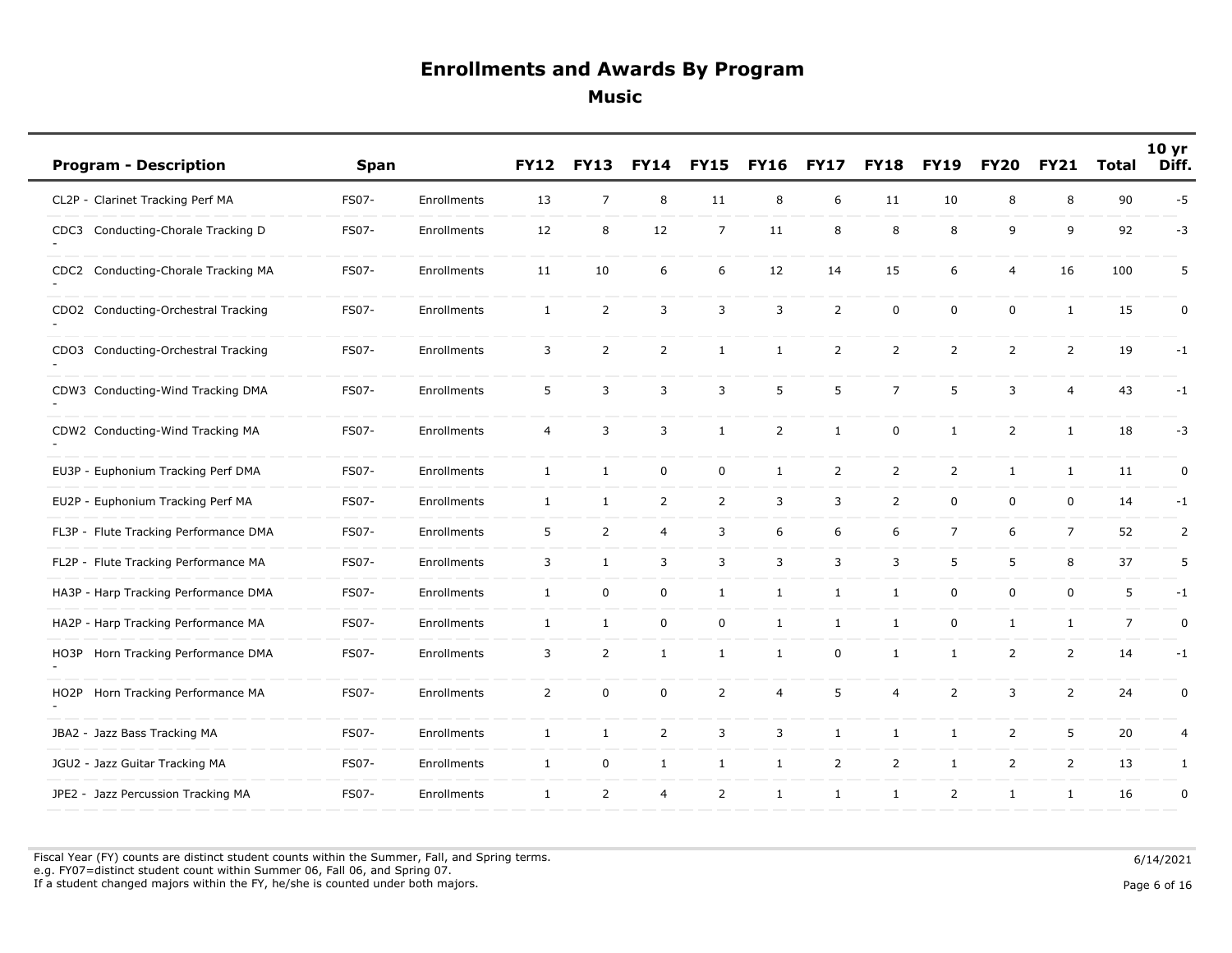# Enrollments and Awards By Program

## Music

| Program - Description | Span | | FY12 | FY13 | FY14 | FY15 | FY16 | FY17 | FY18 | FY19 | FY20 | FY21 | Total | 10 yr Diff. |
|---|---|---|---|---|---|---|---|---|---|---|---|---|---|---|
| CL2P - Clarinet Tracking Perf MA | FS07- | Enrollments | 13 | 7 | 8 | 11 | 8 | 6 | 11 | 10 | 8 | 8 | 90 | -5 |
| CDC3 - Conducting-Chorale Tracking D | FS07- | Enrollments | 12 | 8 | 12 | 7 | 11 | 8 | 8 | 8 | 9 | 9 | 92 | -3 |
| CDC2 - Conducting-Chorale Tracking MA | FS07- | Enrollments | 11 | 10 | 6 | 6 | 12 | 14 | 15 | 6 | 4 | 16 | 100 | 5 |
| CDO2 - Conducting-Orchestral Tracking | FS07- | Enrollments | 1 | 2 | 3 | 3 | 3 | 2 | 0 | 0 | 0 | 1 | 15 | 0 |
| CDO3 - Conducting-Orchestral Tracking | FS07- | Enrollments | 3 | 2 | 2 | 1 | 1 | 2 | 2 | 2 | 2 | 2 | 19 | -1 |
| CDW3 - Conducting-Wind Tracking DMA | FS07- | Enrollments | 5 | 3 | 3 | 3 | 5 | 5 | 7 | 5 | 3 | 4 | 43 | -1 |
| CDW2 - Conducting-Wind Tracking MA | FS07- | Enrollments | 4 | 3 | 3 | 1 | 2 | 1 | 0 | 1 | 2 | 1 | 18 | -3 |
| EU3P - Euphonium Tracking Perf DMA | FS07- | Enrollments | 1 | 1 | 0 | 0 | 1 | 2 | 2 | 2 | 1 | 1 | 11 | 0 |
| EU2P - Euphonium Tracking Perf MA | FS07- | Enrollments | 1 | 1 | 2 | 2 | 3 | 3 | 2 | 0 | 0 | 0 | 14 | -1 |
| FL3P - Flute Tracking Performance DMA | FS07- | Enrollments | 5 | 2 | 4 | 3 | 6 | 6 | 6 | 7 | 6 | 7 | 52 | 2 |
| FL2P - Flute Tracking Performance MA | FS07- | Enrollments | 3 | 1 | 3 | 3 | 3 | 3 | 3 | 5 | 5 | 8 | 37 | 5 |
| HA3P - Harp Tracking Performance DMA | FS07- | Enrollments | 1 | 0 | 0 | 1 | 1 | 1 | 1 | 0 | 0 | 0 | 5 | -1 |
| HA2P - Harp Tracking Performance MA | FS07- | Enrollments | 1 | 1 | 0 | 0 | 1 | 1 | 1 | 0 | 1 | 1 | 7 | 0 |
| HO3P - Horn Tracking Performance DMA | FS07- | Enrollments | 3 | 2 | 1 | 1 | 1 | 0 | 1 | 1 | 2 | 2 | 14 | -1 |
| HO2P - Horn Tracking Performance MA | FS07- | Enrollments | 2 | 0 | 0 | 2 | 4 | 5 | 4 | 2 | 3 | 2 | 24 | 0 |
| JBA2 - Jazz Bass Tracking MA | FS07- | Enrollments | 1 | 1 | 2 | 3 | 3 | 1 | 1 | 1 | 2 | 5 | 20 | 4 |
| JGU2 - Jazz Guitar Tracking MA | FS07- | Enrollments | 1 | 0 | 1 | 1 | 1 | 2 | 2 | 1 | 2 | 2 | 13 | 1 |
| JPE2 - Jazz Percussion Tracking MA | FS07- | Enrollments | 1 | 2 | 4 | 2 | 1 | 1 | 1 | 2 | 1 | 1 | 16 | 0 |

Fiscal Year (FY) counts are distinct student counts within the Summer, Fall, and Spring terms.
e.g. FY07=distinct student count within Summer 06, Fall 06, and Spring 07.
If a student changed majors within the FY, he/she is counted under both majors.

6/14/2021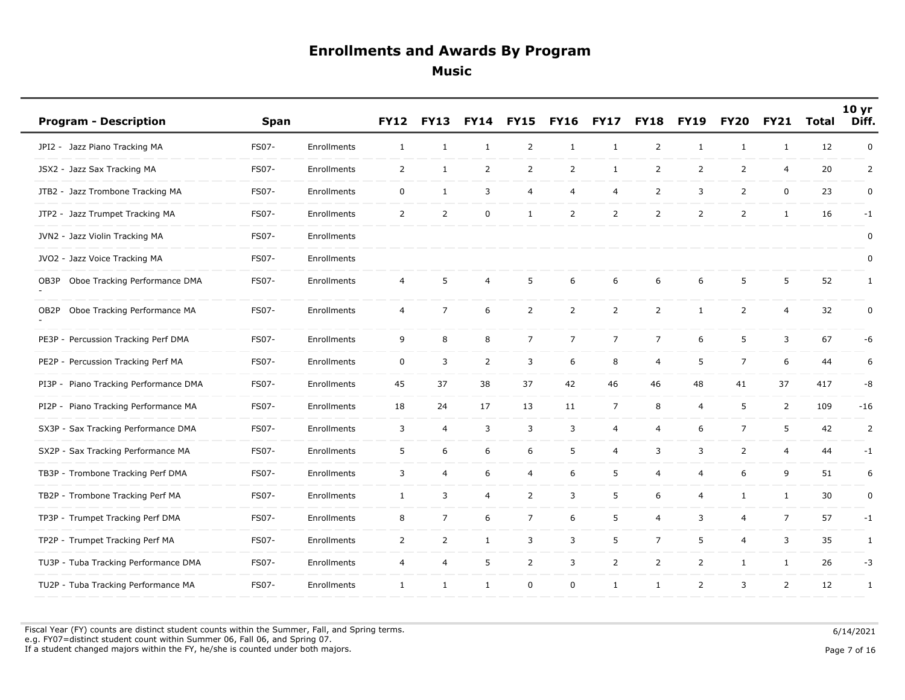# Enrollments and Awards By Program

## Music

| Program - Description | Span | | FY12 | FY13 | FY14 | FY15 | FY16 | FY17 | FY18 | FY19 | FY20 | FY21 | Total | 10 yr Diff. |
|---|---|---|---|---|---|---|---|---|---|---|---|---|---|---|
| JPI2 - Jazz Piano Tracking MA | FS07- | Enrollments | 1 | 1 | 1 | 2 | 1 | 1 | 2 | 1 | 1 | 1 | 12 | 0 |
| JSX2 - Jazz Sax Tracking MA | FS07- | Enrollments | 2 | 1 | 2 | 2 | 2 | 1 | 2 | 2 | 2 | 4 | 20 | 2 |
| JTB2 - Jazz Trombone Tracking MA | FS07- | Enrollments | 0 | 1 | 3 | 4 | 4 | 4 | 2 | 3 | 2 | 0 | 23 | 0 |
| JTP2 - Jazz Trumpet Tracking MA | FS07- | Enrollments | 2 | 2 | 0 | 1 | 2 | 2 | 2 | 2 | 2 | 1 | 16 | -1 |
| JVN2 - Jazz Violin Tracking MA | FS07- | Enrollments | | | | | | | | | | | | 0 |
| JVO2 - Jazz Voice Tracking MA | FS07- | Enrollments | | | | | | | | | | | | 0 |
| OB3P - Oboe Tracking Performance DMA | FS07- | Enrollments | 4 | 5 | 4 | 5 | 6 | 6 | 6 | 6 | 5 | 5 | 52 | 1 |
| OB2P - Oboe Tracking Performance MA | FS07- | Enrollments | 4 | 7 | 6 | 2 | 2 | 2 | 2 | 1 | 2 | 4 | 32 | 0 |
| PE3P - Percussion Tracking Perf DMA | FS07- | Enrollments | 9 | 8 | 8 | 7 | 7 | 7 | 7 | 6 | 5 | 3 | 67 | -6 |
| PE2P - Percussion Tracking Perf MA | FS07- | Enrollments | 0 | 3 | 2 | 3 | 6 | 8 | 4 | 5 | 7 | 6 | 44 | 6 |
| PI3P - Piano Tracking Performance DMA | FS07- | Enrollments | 45 | 37 | 38 | 37 | 42 | 46 | 46 | 48 | 41 | 37 | 417 | -8 |
| PI2P - Piano Tracking Performance MA | FS07- | Enrollments | 18 | 24 | 17 | 13 | 11 | 7 | 8 | 4 | 5 | 2 | 109 | -16 |
| SX3P - Sax Tracking Performance DMA | FS07- | Enrollments | 3 | 4 | 3 | 3 | 3 | 4 | 4 | 6 | 7 | 5 | 42 | 2 |
| SX2P - Sax Tracking Performance MA | FS07- | Enrollments | 5 | 6 | 6 | 6 | 5 | 4 | 3 | 3 | 2 | 4 | 44 | -1 |
| TB3P - Trombone Tracking Perf DMA | FS07- | Enrollments | 3 | 4 | 6 | 4 | 6 | 5 | 4 | 4 | 6 | 9 | 51 | 6 |
| TB2P - Trombone Tracking Perf MA | FS07- | Enrollments | 1 | 3 | 4 | 2 | 3 | 5 | 6 | 4 | 1 | 1 | 30 | 0 |
| TP3P - Trumpet Tracking Perf DMA | FS07- | Enrollments | 8 | 7 | 6 | 7 | 6 | 5 | 4 | 3 | 4 | 7 | 57 | -1 |
| TP2P - Trumpet Tracking Perf MA | FS07- | Enrollments | 2 | 2 | 1 | 3 | 3 | 5 | 7 | 5 | 4 | 3 | 35 | 1 |
| TU3P - Tuba Tracking Performance DMA | FS07- | Enrollments | 4 | 4 | 5 | 2 | 3 | 2 | 2 | 2 | 1 | 1 | 26 | -3 |
| TU2P - Tuba Tracking Performance MA | FS07- | Enrollments | 1 | 1 | 1 | 0 | 0 | 1 | 1 | 2 | 3 | 2 | 12 | 1 |

Fiscal Year (FY) counts are distinct student counts within the Summer, Fall, and Spring terms.
e.g. FY07=distinct student count within Summer 06, Fall 06, and Spring 07.
If a student changed majors within the FY, he/she is counted under both majors.

6/14/2021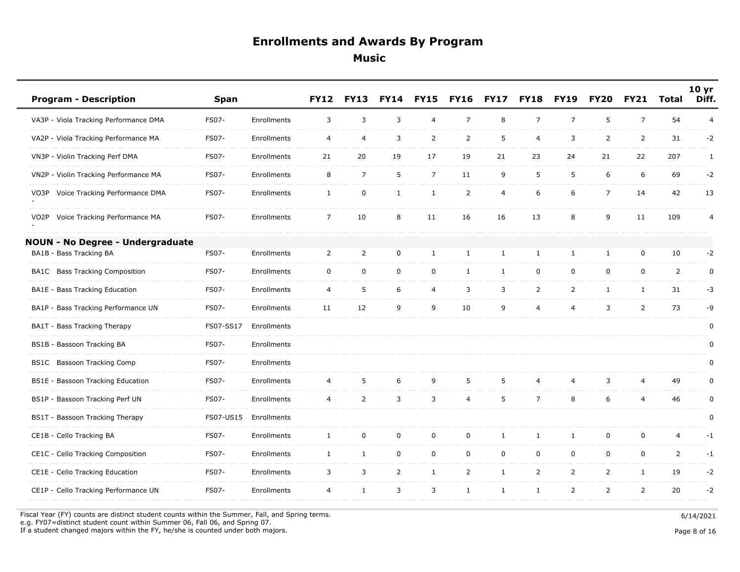# Enrollments and Awards By Program

## Music

| Program - Description | Span | | FY12 | FY13 | FY14 | FY15 | FY16 | FY17 | FY18 | FY19 | FY20 | FY21 | Total | 10 yr Diff. |
|---|---|---|---|---|---|---|---|---|---|---|---|---|---|---|
| VA3P - Viola Tracking Performance DMA | FS07- | Enrollments | 3 | 3 | 3 | 4 | 7 | 8 | 7 | 7 | 5 | 7 | 54 | 4 |
| VA2P - Viola Tracking Performance MA | FS07- | Enrollments | 4 | 4 | 3 | 2 | 2 | 5 | 4 | 3 | 2 | 2 | 31 | -2 |
| VN3P - Violin Tracking Perf DMA | FS07- | Enrollments | 21 | 20 | 19 | 17 | 19 | 21 | 23 | 24 | 21 | 22 | 207 | 1 |
| VN2P - Violin Tracking Performance MA | FS07- | Enrollments | 8 | 7 | 5 | 7 | 11 | 9 | 5 | 5 | 6 | 6 | 69 | -2 |
| VO3P - Voice Tracking Performance DMA | FS07- | Enrollments | 1 | 0 | 1 | 1 | 2 | 4 | 6 | 6 | 7 | 14 | 42 | 13 |
| VO2P - Voice Tracking Performance MA | FS07- | Enrollments | 7 | 10 | 8 | 11 | 16 | 16 | 13 | 8 | 9 | 11 | 109 | 4 |
| **NOUN - No Degree - Undergraduate** | | | | | | | | | | | | | | |
| BA1B - Bass Tracking BA | FS07- | Enrollments | 2 | 2 | 0 | 1 | 1 | 1 | 1 | 1 | 1 | 0 | 10 | -2 |
| BA1C Bass Tracking Composition | FS07- | Enrollments | 0 | 0 | 0 | 0 | 1 | 1 | 0 | 0 | 0 | 0 | 2 | 0 |
| BA1E - Bass Tracking Education | FS07- | Enrollments | 4 | 5 | 6 | 4 | 3 | 3 | 2 | 2 | 1 | 1 | 31 | -3 |
| BA1P - Bass Tracking Performance UN | FS07- | Enrollments | 11 | 12 | 9 | 9 | 10 | 9 | 4 | 4 | 3 | 2 | 73 | -9 |
| BA1T - Bass Tracking Therapy | FS07-SS17 | Enrollments | | | | | | | | | | | | 0 |
| BS1B - Bassoon Tracking BA | FS07- | Enrollments | | | | | | | | | | | | 0 |
| BS1C Bassoon Tracking Comp | FS07- | Enrollments | | | | | | | | | | | | 0 |
| BS1E - Bassoon Tracking Education | FS07- | Enrollments | 4 | 5 | 6 | 9 | 5 | 5 | 4 | 4 | 3 | 4 | 49 | 0 |
| BS1P - Bassoon Tracking Perf UN | FS07- | Enrollments | 4 | 2 | 3 | 3 | 4 | 5 | 7 | 8 | 6 | 4 | 46 | 0 |
| BS1T - Bassoon Tracking Therapy | FS07-US15 | Enrollments | | | | | | | | | | | | 0 |
| CE1B - Cello Tracking BA | FS07- | Enrollments | 1 | 0 | 0 | 0 | 0 | 1 | 1 | 1 | 0 | 0 | 4 | -1 |
| CE1C - Cello Tracking Composition | FS07- | Enrollments | 1 | 1 | 0 | 0 | 0 | 0 | 0 | 0 | 0 | 0 | 2 | -1 |
| CE1E - Cello Tracking Education | FS07- | Enrollments | 3 | 3 | 2 | 1 | 2 | 1 | 2 | 2 | 2 | 1 | 19 | -2 |
| CE1P - Cello Tracking Performance UN | FS07- | Enrollments | 4 | 1 | 3 | 3 | 1 | 1 | 1 | 2 | 2 | 2 | 20 | -2 |

Fiscal Year (FY) counts are distinct student counts within the Summer, Fall, and Spring terms.
e.g. FY07=distinct student count within Summer 06, Fall 06, and Spring 07.
If a student changed majors within the FY, he/she is counted under both majors.

6/14/2021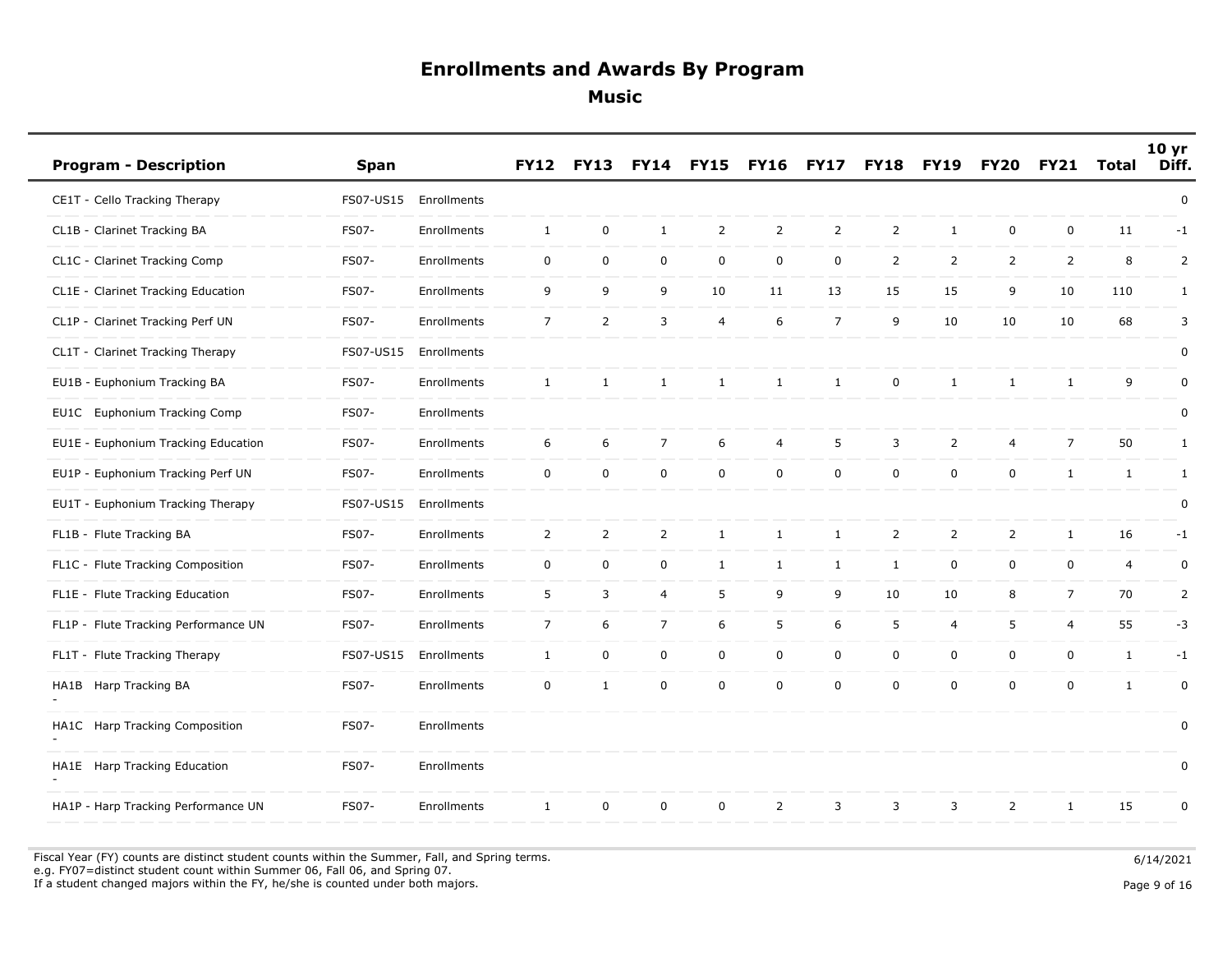# Enrollments and Awards By Program

## Music

| Program - Description | Span | | FY12 | FY13 | FY14 | FY15 | FY16 | FY17 | FY18 | FY19 | FY20 | FY21 | Total | 10 yr Diff. |
|---|---|---|---|---|---|---|---|---|---|---|---|---|---|---|
| CE1T - Cello Tracking Therapy | FS07-US15 | Enrollments | | | | | | | | | | | | 0 |
| CL1B - Clarinet Tracking BA | FS07- | Enrollments | 1 | 0 | 1 | 2 | 2 | 2 | 2 | 1 | 0 | 0 | 11 | -1 |
| CL1C - Clarinet Tracking Comp | FS07- | Enrollments | 0 | 0 | 0 | 0 | 0 | 0 | 2 | 2 | 2 | 2 | 8 | 2 |
| CL1E - Clarinet Tracking Education | FS07- | Enrollments | 9 | 9 | 9 | 10 | 11 | 13 | 15 | 15 | 9 | 10 | 110 | 1 |
| CL1P - Clarinet Tracking Perf UN | FS07- | Enrollments | 7 | 2 | 3 | 4 | 6 | 7 | 9 | 10 | 10 | 10 | 68 | 3 |
| CL1T - Clarinet Tracking Therapy | FS07-US15 | Enrollments | | | | | | | | | | | | 0 |
| EU1B - Euphonium Tracking BA | FS07- | Enrollments | 1 | 1 | 1 | 1 | 1 | 1 | 0 | 1 | 1 | 1 | 9 | 0 |
| EU1C Euphonium Tracking Comp | FS07- | Enrollments | | | | | | | | | | | | 0 |
| EU1E - Euphonium Tracking Education | FS07- | Enrollments | 6 | 6 | 7 | 6 | 4 | 5 | 3 | 2 | 4 | 7 | 50 | 1 |
| EU1P - Euphonium Tracking Perf UN | FS07- | Enrollments | 0 | 0 | 0 | 0 | 0 | 0 | 0 | 0 | 0 | 1 | 1 | 1 |
| EU1T - Euphonium Tracking Therapy | FS07-US15 | Enrollments | | | | | | | | | | | | 0 |
| FL1B - Flute Tracking BA | FS07- | Enrollments | 2 | 2 | 2 | 1 | 1 | 1 | 2 | 2 | 2 | 1 | 16 | -1 |
| FL1C - Flute Tracking Composition | FS07- | Enrollments | 0 | 0 | 0 | 1 | 1 | 1 | 1 | 0 | 0 | 0 | 4 | 0 |
| FL1E - Flute Tracking Education | FS07- | Enrollments | 5 | 3 | 4 | 5 | 9 | 9 | 10 | 10 | 8 | 7 | 70 | 2 |
| FL1P - Flute Tracking Performance UN | FS07- | Enrollments | 7 | 6 | 7 | 6 | 5 | 6 | 5 | 4 | 5 | 4 | 55 | -3 |
| FL1T - Flute Tracking Therapy | FS07-US15 | Enrollments | 1 | 0 | 0 | 0 | 0 | 0 | 0 | 0 | 0 | 0 | 1 | -1 |
| HA1B Harp Tracking BA - | FS07- | Enrollments | 0 | 1 | 0 | 0 | 0 | 0 | 0 | 0 | 0 | 0 | 1 | 0 |
| HA1C Harp Tracking Composition - | FS07- | Enrollments | | | | | | | | | | | | 0 |
| HA1E Harp Tracking Education - | FS07- | Enrollments | | | | | | | | | | | | 0 |
| HA1P - Harp Tracking Performance UN | FS07- | Enrollments | 1 | 0 | 0 | 0 | 2 | 3 | 3 | 3 | 2 | 1 | 15 | 0 |

Fiscal Year (FY) counts are distinct student counts within the Summer, Fall, and Spring terms.
e.g. FY07=distinct student count within Summer 06, Fall 06, and Spring 07.
If a student changed majors within the FY, he/she is counted under both majors.

6/14/2021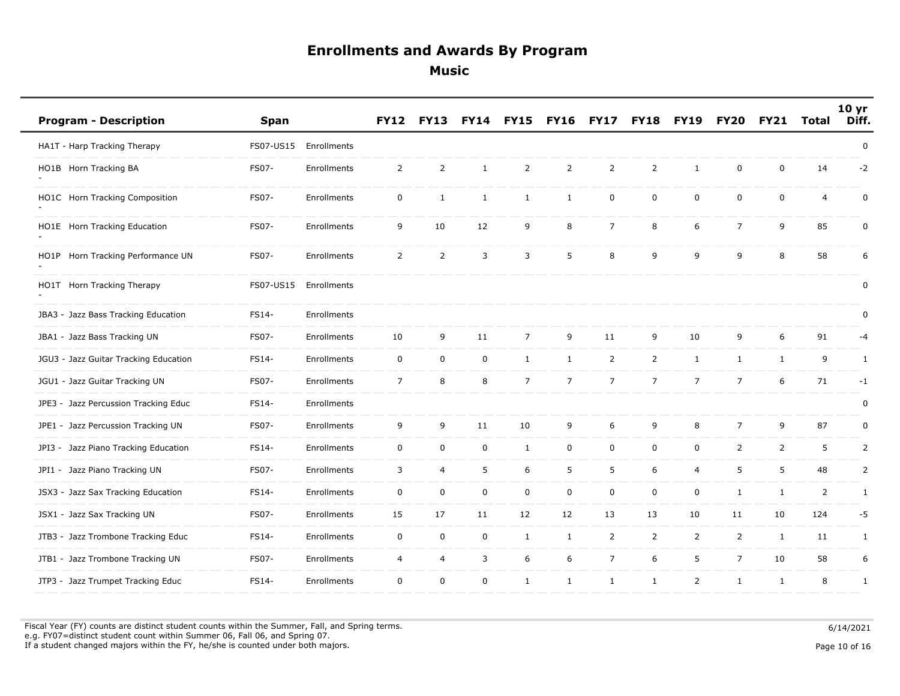# Enrollments and Awards By Program

## Music

| Program - Description | Span | | FY12 | FY13 | FY14 | FY15 | FY16 | FY17 | FY18 | FY19 | FY20 | FY21 | Total | 10 yr Diff. |
|---|---|---|---|---|---|---|---|---|---|---|---|---|---|---|
| HA1T - Harp Tracking Therapy | FS07-US15 | Enrollments | | | | | | | | | | | | 0 |
| HO1B - Horn Tracking BA | FS07- | Enrollments | 2 | 2 | 1 | 2 | 2 | 2 | 2 | 1 | 0 | 0 | 14 | -2 |
| HO1C - Horn Tracking Composition | FS07- | Enrollments | 0 | 1 | 1 | 1 | 1 | 0 | 0 | 0 | 0 | 0 | 4 | 0 |
| HO1E - Horn Tracking Education | FS07- | Enrollments | 9 | 10 | 12 | 9 | 8 | 7 | 8 | 6 | 7 | 9 | 85 | 0 |
| HO1P - Horn Tracking Performance UN | FS07- | Enrollments | 2 | 2 | 3 | 3 | 5 | 8 | 9 | 9 | 9 | 8 | 58 | 6 |
| HO1T - Horn Tracking Therapy | FS07-US15 | Enrollments | | | | | | | | | | | | 0 |
| JBA3 - Jazz Bass Tracking Education | FS14- | Enrollments | | | | | | | | | | | | 0 |
| JBA1 - Jazz Bass Tracking UN | FS07- | Enrollments | 10 | 9 | 11 | 7 | 9 | 11 | 9 | 10 | 9 | 6 | 91 | -4 |
| JGU3 - Jazz Guitar Tracking Education | FS14- | Enrollments | 0 | 0 | 0 | 1 | 1 | 2 | 2 | 1 | 1 | 1 | 9 | 1 |
| JGU1 - Jazz Guitar Tracking UN | FS07- | Enrollments | 7 | 8 | 8 | 7 | 7 | 7 | 7 | 7 | 7 | 6 | 71 | -1 |
| JPE3 - Jazz Percussion Tracking Educ | FS14- | Enrollments | | | | | | | | | | | | 0 |
| JPE1 - Jazz Percussion Tracking UN | FS07- | Enrollments | 9 | 9 | 11 | 10 | 9 | 6 | 9 | 8 | 7 | 9 | 87 | 0 |
| JPI3 - Jazz Piano Tracking Education | FS14- | Enrollments | 0 | 0 | 0 | 1 | 0 | 0 | 0 | 0 | 2 | 2 | 5 | 2 |
| JPI1 - Jazz Piano Tracking UN | FS07- | Enrollments | 3 | 4 | 5 | 6 | 5 | 5 | 6 | 4 | 5 | 5 | 48 | 2 |
| JSX3 - Jazz Sax Tracking Education | FS14- | Enrollments | 0 | 0 | 0 | 0 | 0 | 0 | 0 | 0 | 1 | 1 | 2 | 1 |
| JSX1 - Jazz Sax Tracking UN | FS07- | Enrollments | 15 | 17 | 11 | 12 | 12 | 13 | 13 | 10 | 11 | 10 | 124 | -5 |
| JTB3 - Jazz Trombone Tracking Educ | FS14- | Enrollments | 0 | 0 | 0 | 1 | 1 | 2 | 2 | 2 | 2 | 1 | 11 | 1 |
| JTB1 - Jazz Trombone Tracking UN | FS07- | Enrollments | 4 | 4 | 3 | 6 | 6 | 7 | 6 | 5 | 7 | 10 | 58 | 6 |
| JTP3 - Jazz Trumpet Tracking Educ | FS14- | Enrollments | 0 | 0 | 0 | 1 | 1 | 1 | 1 | 2 | 1 | 1 | 8 | 1 |

Fiscal Year (FY) counts are distinct student counts within the Summer, Fall, and Spring terms.
e.g. FY07=distinct student count within Summer 06, Fall 06, and Spring 07.
If a student changed majors within the FY, he/she is counted under both majors.

6/14/2021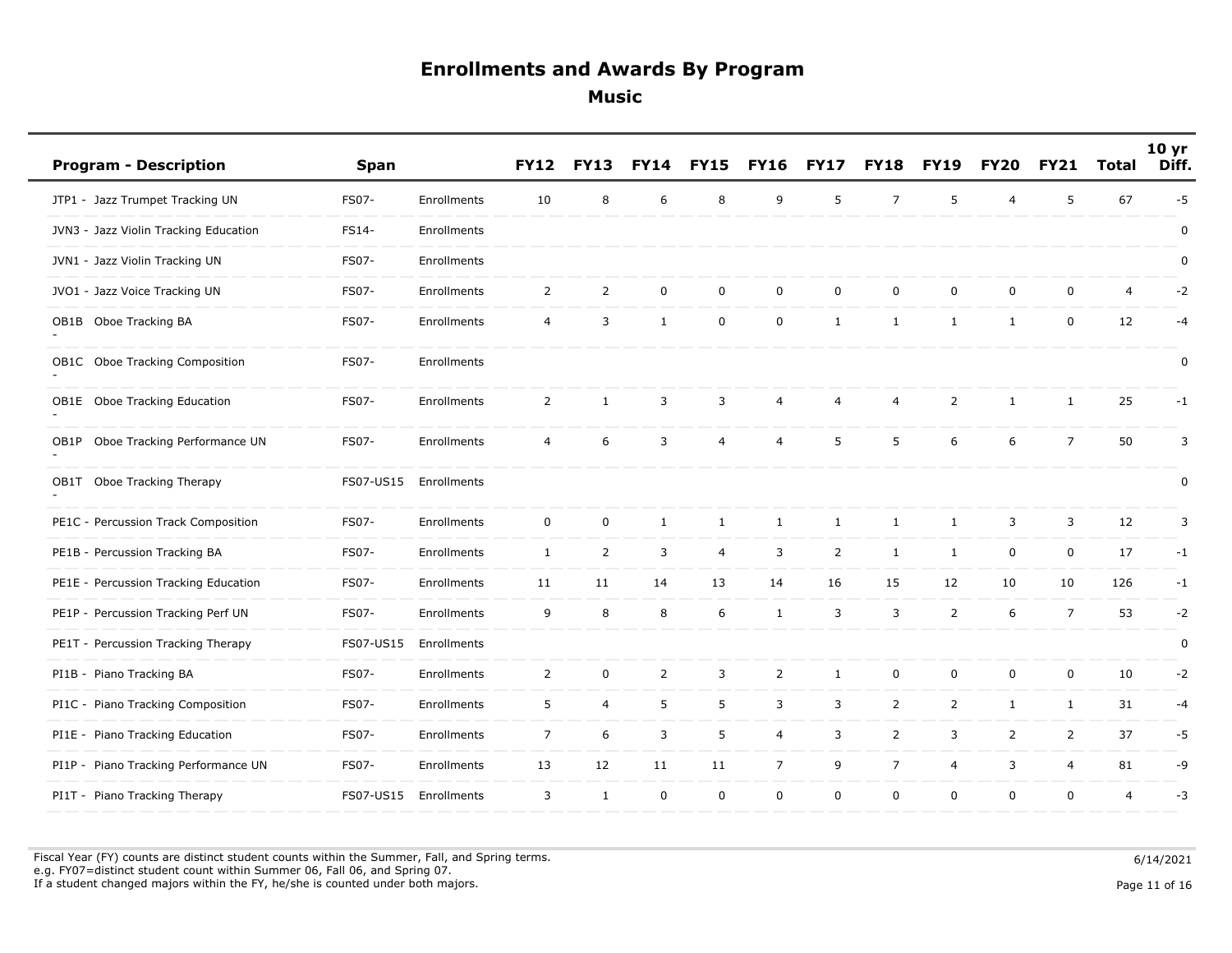# Enrollments and Awards By Program

## Music

| Program - Description | Span | | FY12 | FY13 | FY14 | FY15 | FY16 | FY17 | FY18 | FY19 | FY20 | FY21 | Total | 10 yr Diff. |
|---|---|---|---|---|---|---|---|---|---|---|---|---|---|---|
| JTP1 - Jazz Trumpet Tracking UN | FS07- | Enrollments | 10 | 8 | 6 | 8 | 9 | 5 | 7 | 5 | 4 | 5 | 67 | -5 |
| JVN3 - Jazz Violin Tracking Education | FS14- | Enrollments | | | | | | | | | | | | 0 |
| JVN1 - Jazz Violin Tracking UN | FS07- | Enrollments | | | | | | | | | | | | 0 |
| JVO1 - Jazz Voice Tracking UN | FS07- | Enrollments | 2 | 2 | 0 | 0 | 0 | 0 | 0 | 0 | 0 | 0 | 4 | -2 |
| OB1B - Oboe Tracking BA | FS07- | Enrollments | 4 | 3 | 1 | 0 | 0 | 1 | 1 | 1 | 1 | 0 | 12 | -4 |
| OB1C - Oboe Tracking Composition | FS07- | Enrollments | | | | | | | | | | | | 0 |
| OB1E - Oboe Tracking Education | FS07- | Enrollments | 2 | 1 | 3 | 3 | 4 | 4 | 4 | 2 | 1 | 1 | 25 | -1 |
| OB1P - Oboe Tracking Performance UN | FS07- | Enrollments | 4 | 6 | 3 | 4 | 4 | 5 | 5 | 6 | 6 | 7 | 50 | 3 |
| OB1T - Oboe Tracking Therapy | FS07-US15 | Enrollments | | | | | | | | | | | | 0 |
| PE1C - Percussion Track Composition | FS07- | Enrollments | 0 | 0 | 1 | 1 | 1 | 1 | 1 | 1 | 3 | 3 | 12 | 3 |
| PE1B - Percussion Tracking BA | FS07- | Enrollments | 1 | 2 | 3 | 4 | 3 | 2 | 1 | 1 | 0 | 0 | 17 | -1 |
| PE1E - Percussion Tracking Education | FS07- | Enrollments | 11 | 11 | 14 | 13 | 14 | 16 | 15 | 12 | 10 | 10 | 126 | -1 |
| PE1P - Percussion Tracking Perf UN | FS07- | Enrollments | 9 | 8 | 8 | 6 | 1 | 3 | 3 | 2 | 6 | 7 | 53 | -2 |
| PE1T - Percussion Tracking Therapy | FS07-US15 | Enrollments | | | | | | | | | | | | 0 |
| PI1B - Piano Tracking BA | FS07- | Enrollments | 2 | 0 | 2 | 3 | 2 | 1 | 0 | 0 | 0 | 0 | 10 | -2 |
| PI1C - Piano Tracking Composition | FS07- | Enrollments | 5 | 4 | 5 | 5 | 3 | 3 | 2 | 2 | 1 | 1 | 31 | -4 |
| PI1E - Piano Tracking Education | FS07- | Enrollments | 7 | 6 | 3 | 5 | 4 | 3 | 2 | 3 | 2 | 2 | 37 | -5 |
| PI1P - Piano Tracking Performance UN | FS07- | Enrollments | 13 | 12 | 11 | 11 | 7 | 9 | 7 | 4 | 3 | 4 | 81 | -9 |
| PI1T - Piano Tracking Therapy | FS07-US15 | Enrollments | 3 | 1 | 0 | 0 | 0 | 0 | 0 | 0 | 0 | 0 | 4 | -3 |

Fiscal Year (FY) counts are distinct student counts within the Summer, Fall, and Spring terms.
e.g. FY07=distinct student count within Summer 06, Fall 06, and Spring 07.
If a student changed majors within the FY, he/she is counted under both majors.

6/14/2021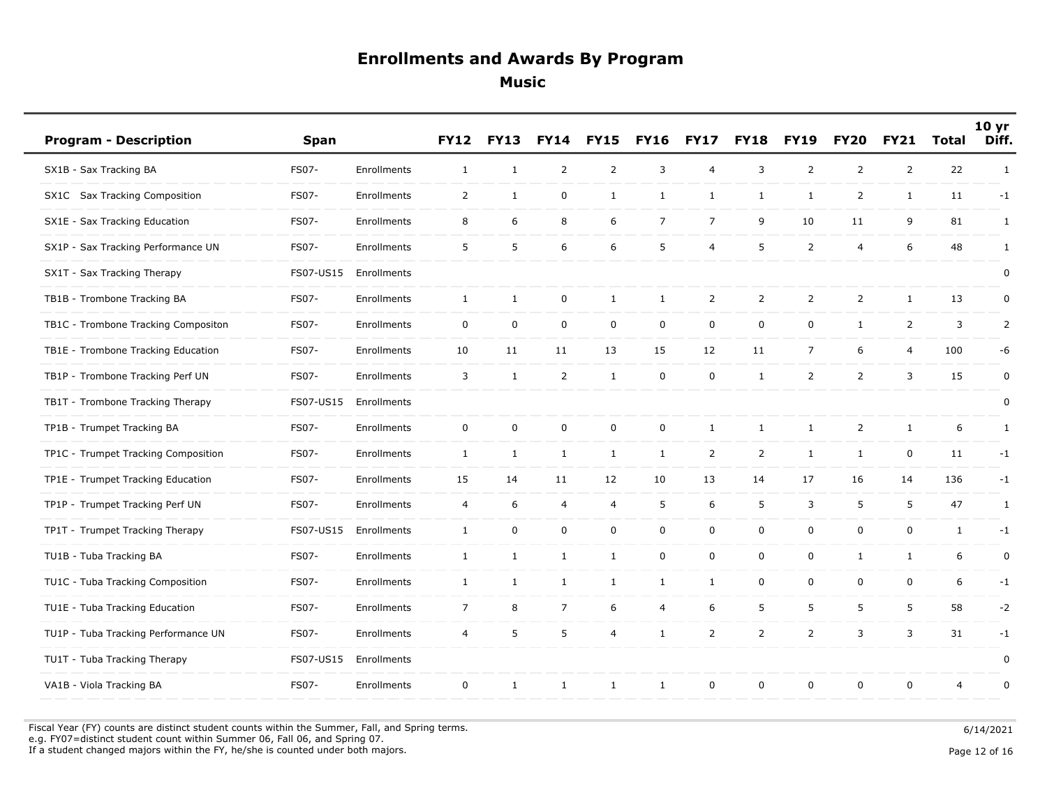# Enrollments and Awards By Program

## Music

| Program - Description | Span | | FY12 | FY13 | FY14 | FY15 | FY16 | FY17 | FY18 | FY19 | FY20 | FY21 | Total | 10 yr Diff. |
|---|---|---|---|---|---|---|---|---|---|---|---|---|---|---|
| SX1B - Sax Tracking BA | FS07- | Enrollments | 1 | 1 | 2 | 2 | 3 | 4 | 3 | 2 | 2 | 2 | 22 | 1 |
| SX1C Sax Tracking Composition | FS07- | Enrollments | 2 | 1 | 0 | 1 | 1 | 1 | 1 | 1 | 2 | 1 | 11 | -1 |
| SX1E - Sax Tracking Education | FS07- | Enrollments | 8 | 6 | 8 | 6 | 7 | 7 | 9 | 10 | 11 | 9 | 81 | 1 |
| SX1P - Sax Tracking Performance UN | FS07- | Enrollments | 5 | 5 | 6 | 6 | 5 | 4 | 5 | 2 | 4 | 6 | 48 | 1 |
| SX1T - Sax Tracking Therapy | FS07-US15 | Enrollments | | | | | | | | | | | | 0 |
| TB1B - Trombone Tracking BA | FS07- | Enrollments | 1 | 1 | 0 | 1 | 1 | 2 | 2 | 2 | 2 | 1 | 13 | 0 |
| TB1C - Trombone Tracking Compositon | FS07- | Enrollments | 0 | 0 | 0 | 0 | 0 | 0 | 0 | 0 | 1 | 2 | 3 | 2 |
| TB1E - Trombone Tracking Education | FS07- | Enrollments | 10 | 11 | 11 | 13 | 15 | 12 | 11 | 7 | 6 | 4 | 100 | -6 |
| TB1P - Trombone Tracking Perf UN | FS07- | Enrollments | 3 | 1 | 2 | 1 | 0 | 0 | 1 | 2 | 2 | 3 | 15 | 0 |
| TB1T - Trombone Tracking Therapy | FS07-US15 | Enrollments | | | | | | | | | | | | 0 |
| TP1B - Trumpet Tracking BA | FS07- | Enrollments | 0 | 0 | 0 | 0 | 0 | 1 | 1 | 1 | 2 | 1 | 6 | 1 |
| TP1C - Trumpet Tracking Composition | FS07- | Enrollments | 1 | 1 | 1 | 1 | 1 | 2 | 2 | 1 | 1 | 0 | 11 | -1 |
| TP1E - Trumpet Tracking Education | FS07- | Enrollments | 15 | 14 | 11 | 12 | 10 | 13 | 14 | 17 | 16 | 14 | 136 | -1 |
| TP1P - Trumpet Tracking Perf UN | FS07- | Enrollments | 4 | 6 | 4 | 4 | 5 | 6 | 5 | 3 | 5 | 5 | 47 | 1 |
| TP1T - Trumpet Tracking Therapy | FS07-US15 | Enrollments | 1 | 0 | 0 | 0 | 0 | 0 | 0 | 0 | 0 | 0 | 1 | -1 |
| TU1B - Tuba Tracking BA | FS07- | Enrollments | 1 | 1 | 1 | 1 | 0 | 0 | 0 | 0 | 1 | 1 | 6 | 0 |
| TU1C - Tuba Tracking Composition | FS07- | Enrollments | 1 | 1 | 1 | 1 | 1 | 1 | 0 | 0 | 0 | 0 | 6 | -1 |
| TU1E - Tuba Tracking Education | FS07- | Enrollments | 7 | 8 | 7 | 6 | 4 | 6 | 5 | 5 | 5 | 5 | 58 | -2 |
| TU1P - Tuba Tracking Performance UN | FS07- | Enrollments | 4 | 5 | 5 | 4 | 1 | 2 | 2 | 2 | 3 | 3 | 31 | -1 |
| TU1T - Tuba Tracking Therapy | FS07-US15 | Enrollments | | | | | | | | | | | | 0 |
| VA1B - Viola Tracking BA | FS07- | Enrollments | 0 | 1 | 1 | 1 | 1 | 0 | 0 | 0 | 0 | 0 | 4 | 0 |

Fiscal Year (FY) counts are distinct student counts within the Summer, Fall, and Spring terms.
e.g. FY07=distinct student count within Summer 06, Fall 06, and Spring 07.
If a student changed majors within the FY, he/she is counted under both majors.

6/14/2021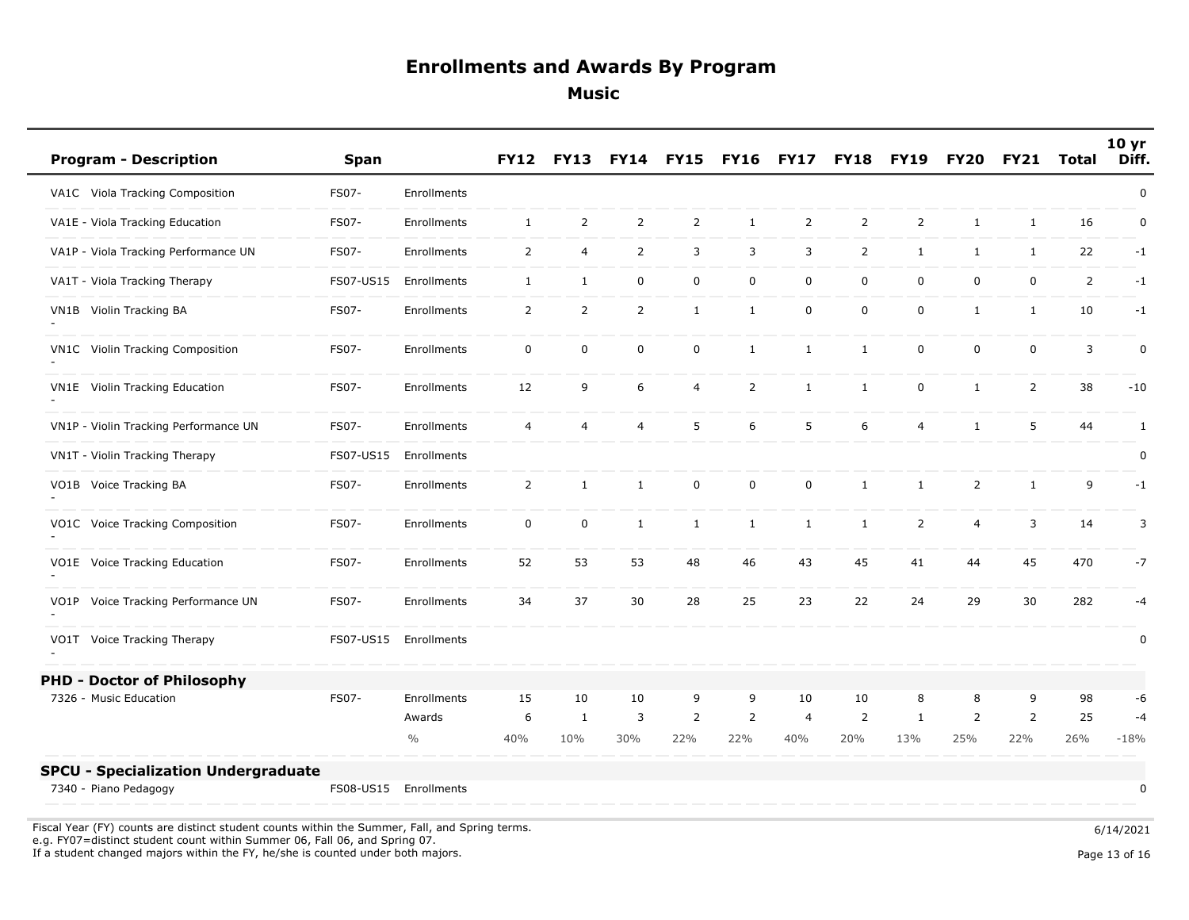# Enrollments and Awards By Program

## Music

| Program - Description | Span | | FY12 | FY13 | FY14 | FY15 | FY16 | FY17 | FY18 | FY19 | FY20 | FY21 | Total | 10 yr Diff. |
|---|---|---|---|---|---|---|---|---|---|---|---|---|---|---|
| VA1C Viola Tracking Composition | FS07- | Enrollments | | | | | | | | | | | | 0 |
| VA1E - Viola Tracking Education | FS07- | Enrollments | 1 | 2 | 2 | 2 | 1 | 2 | 2 | 2 | 1 | 1 | 16 | 0 |
| VA1P - Viola Tracking Performance UN | FS07- | Enrollments | 2 | 4 | 2 | 3 | 3 | 3 | 2 | 1 | 1 | 1 | 22 | -1 |
| VA1T - Viola Tracking Therapy | FS07-US15 | Enrollments | 1 | 1 | 0 | 0 | 0 | 0 | 0 | 0 | 0 | 0 | 2 | -1 |
| VN1B - Violin Tracking BA | FS07- | Enrollments | 2 | 2 | 2 | 1 | 1 | 0 | 0 | 0 | 1 | 1 | 10 | -1 |
| VN1C - Violin Tracking Composition | FS07- | Enrollments | 0 | 0 | 0 | 0 | 1 | 1 | 1 | 0 | 0 | 0 | 3 | 0 |
| VN1E - Violin Tracking Education | FS07- | Enrollments | 12 | 9 | 6 | 4 | 2 | 1 | 1 | 0 | 1 | 2 | 38 | -10 |
| VN1P - Violin Tracking Performance UN | FS07- | Enrollments | 4 | 4 | 4 | 5 | 6 | 5 | 6 | 4 | 1 | 5 | 44 | 1 |
| VN1T - Violin Tracking Therapy | FS07-US15 | Enrollments | | | | | | | | | | | | 0 |
| VO1B - Voice Tracking BA | FS07- | Enrollments | 2 | 1 | 1 | 0 | 0 | 0 | 1 | 1 | 2 | 1 | 9 | -1 |
| VO1C - Voice Tracking Composition | FS07- | Enrollments | 0 | 0 | 1 | 1 | 1 | 1 | 1 | 2 | 4 | 3 | 14 | 3 |
| VO1E - Voice Tracking Education | FS07- | Enrollments | 52 | 53 | 53 | 48 | 46 | 43 | 45 | 41 | 44 | 45 | 470 | -7 |
| VO1P - Voice Tracking Performance UN | FS07- | Enrollments | 34 | 37 | 30 | 28 | 25 | 23 | 22 | 24 | 29 | 30 | 282 | -4 |
| VO1T - Voice Tracking Therapy | FS07-US15 | Enrollments | | | | | | | | | | | | 0 |
| **PHD - Doctor of Philosophy** | | | | | | | | | | | | | | |
| 7326 - Music Education | FS07- | Enrollments | 15 | 10 | 10 | 9 | 9 | 10 | 10 | 8 | 8 | 9 | 98 | -6 |
| | | Awards | 6 | 1 | 3 | 2 | 2 | 4 | 2 | 1 | 2 | 2 | 25 | -4 |
| | | % | 40% | 10% | 30% | 22% | 22% | 40% | 20% | 13% | 25% | 22% | 26% | -18% |
| **SPCU - Specialization Undergraduate** | | | | | | | | | | | | | | |
| 7340 - Piano Pedagogy | FS08-US15 | Enrollments | | | | | | | | | | | | 0 |

Fiscal Year (FY) counts are distinct student counts within the Summer, Fall, and Spring terms.
e.g. FY07=distinct student count within Summer 06, Fall 06, and Spring 07.
If a student changed majors within the FY, he/she is counted under both majors.

6/14/2021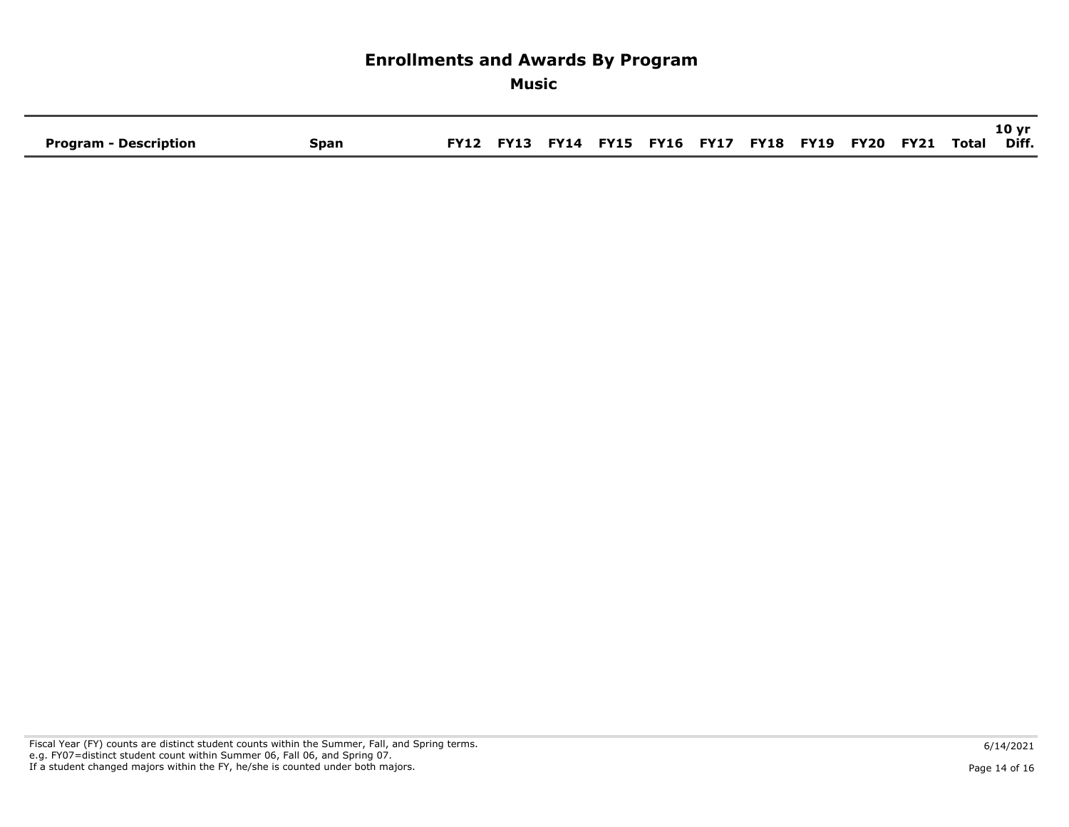# Enrollments and Awards By Program

## Music

| Program - Description | Span | FY12 | FY13 | FY14 | FY15 | FY16 | FY17 | FY18 | FY19 | FY20 | FY21 | Total | 10 yr Diff. |
|---|---|---|---|---|---|---|---|---|---|---|---|---|---|

Fiscal Year (FY) counts are distinct student counts within the Summer, Fall, and Spring terms.
e.g. FY07=distinct student count within Summer 06, Fall 06, and Spring 07.
If a student changed majors within the FY, he/she is counted under both majors.

6/14/2021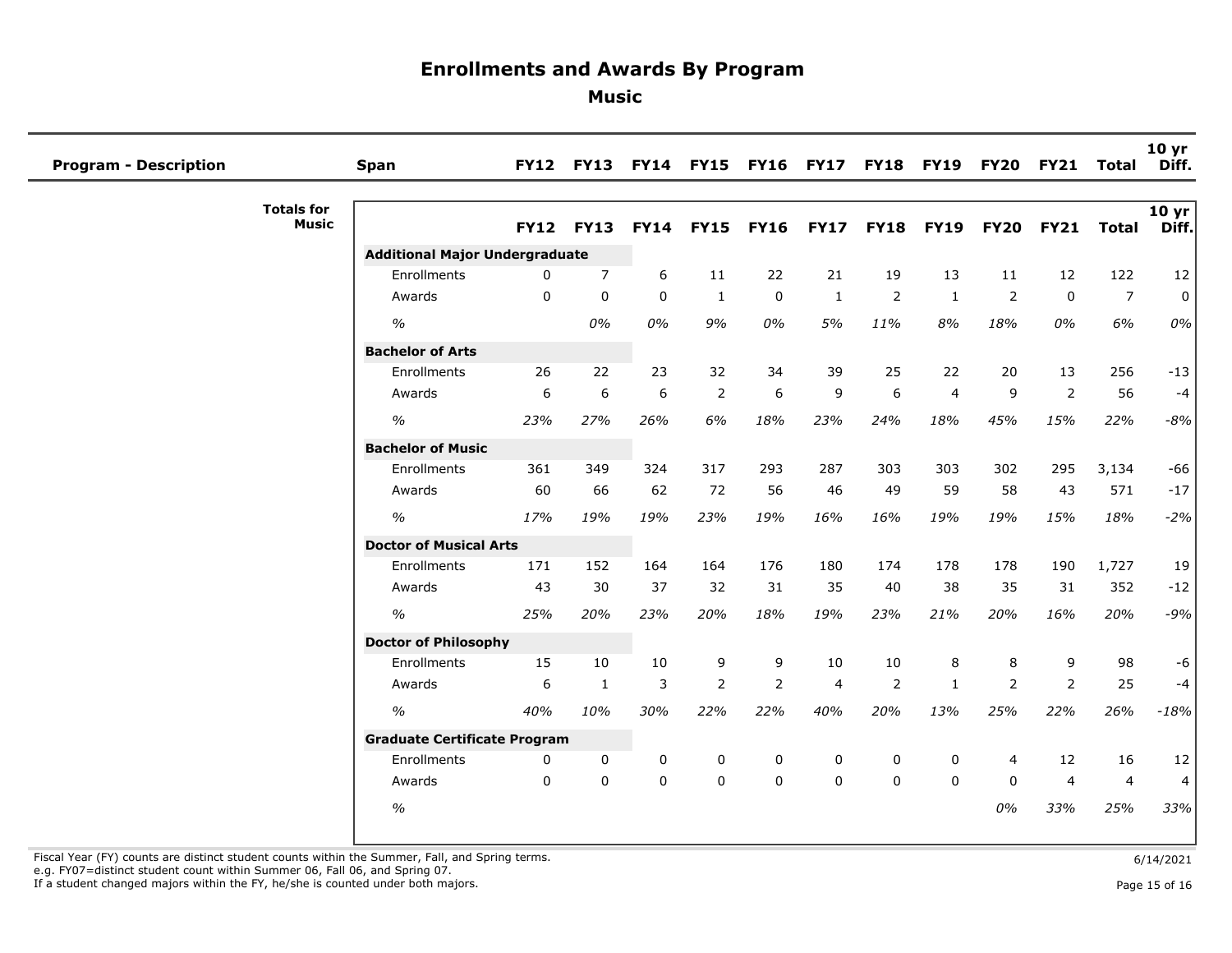# Enrollments and Awards By Program

## Music

| Program - Description | Span | FY12 | FY13 | FY14 | FY15 | FY16 | FY17 | FY18 | FY19 | FY20 | FY21 | Total | 10 yr Diff. |
|---|---|---|---|---|---|---|---|---|---|---|---|---|---|

**Totals for Music**

| | FY12 | FY13 | FY14 | FY15 | FY16 | FY17 | FY18 | FY19 | FY20 | FY21 | Total | 10 yr Diff. |
|---|---|---|---|---|---|---|---|---|---|---|---|---|
| **Additional Major Undergraduate** | | | | | | | | | | | | |
| Enrollments | 0 | 7 | 6 | 11 | 22 | 21 | 19 | 13 | 11 | 12 | 122 | 12 |
| Awards | 0 | 0 | 0 | 1 | 0 | 1 | 2 | 1 | 2 | 0 | 7 | 0 |
| *%* | | *0%* | *0%* | *9%* | *0%* | *5%* | *11%* | *8%* | *18%* | *0%* | *6%* | *0%* |
| **Bachelor of Arts** | | | | | | | | | | | | |
| Enrollments | 26 | 22 | 23 | 32 | 34 | 39 | 25 | 22 | 20 | 13 | 256 | -13 |
| Awards | 6 | 6 | 6 | 2 | 6 | 9 | 6 | 4 | 9 | 2 | 56 | -4 |
| *%* | *23%* | *27%* | *26%* | *6%* | *18%* | *23%* | *24%* | *18%* | *45%* | *15%* | *22%* | *-8%* |
| **Bachelor of Music** | | | | | | | | | | | | |
| Enrollments | 361 | 349 | 324 | 317 | 293 | 287 | 303 | 303 | 302 | 295 | 3,134 | -66 |
| Awards | 60 | 66 | 62 | 72 | 56 | 46 | 49 | 59 | 58 | 43 | 571 | -17 |
| *%* | *17%* | *19%* | *19%* | *23%* | *19%* | *16%* | *16%* | *19%* | *19%* | *15%* | *18%* | *-2%* |
| **Doctor of Musical Arts** | | | | | | | | | | | | |
| Enrollments | 171 | 152 | 164 | 164 | 176 | 180 | 174 | 178 | 178 | 190 | 1,727 | 19 |
| Awards | 43 | 30 | 37 | 32 | 31 | 35 | 40 | 38 | 35 | 31 | 352 | -12 |
| *%* | *25%* | *20%* | *23%* | *20%* | *18%* | *19%* | *23%* | *21%* | *20%* | *16%* | *20%* | *-9%* |
| **Doctor of Philosophy** | | | | | | | | | | | | |
| Enrollments | 15 | 10 | 10 | 9 | 9 | 10 | 10 | 8 | 8 | 9 | 98 | -6 |
| Awards | 6 | 1 | 3 | 2 | 2 | 4 | 2 | 1 | 2 | 2 | 25 | -4 |
| *%* | *40%* | *10%* | *30%* | *22%* | *22%* | *40%* | *20%* | *13%* | *25%* | *22%* | *26%* | *-18%* |
| **Graduate Certificate Program** | | | | | | | | | | | | |
| Enrollments | 0 | 0 | 0 | 0 | 0 | 0 | 0 | 0 | 4 | 12 | 16 | 12 |
| Awards | 0 | 0 | 0 | 0 | 0 | 0 | 0 | 0 | 0 | 4 | 4 | 4 |
| *%* | | | | | | | | | *0%* | *33%* | *25%* | *33%* |

Fiscal Year (FY) counts are distinct student counts within the Summer, Fall, and Spring terms.
e.g. FY07=distinct student count within Summer 06, Fall 06, and Spring 07.
If a student changed majors within the FY, he/she is counted under both majors.

6/14/2021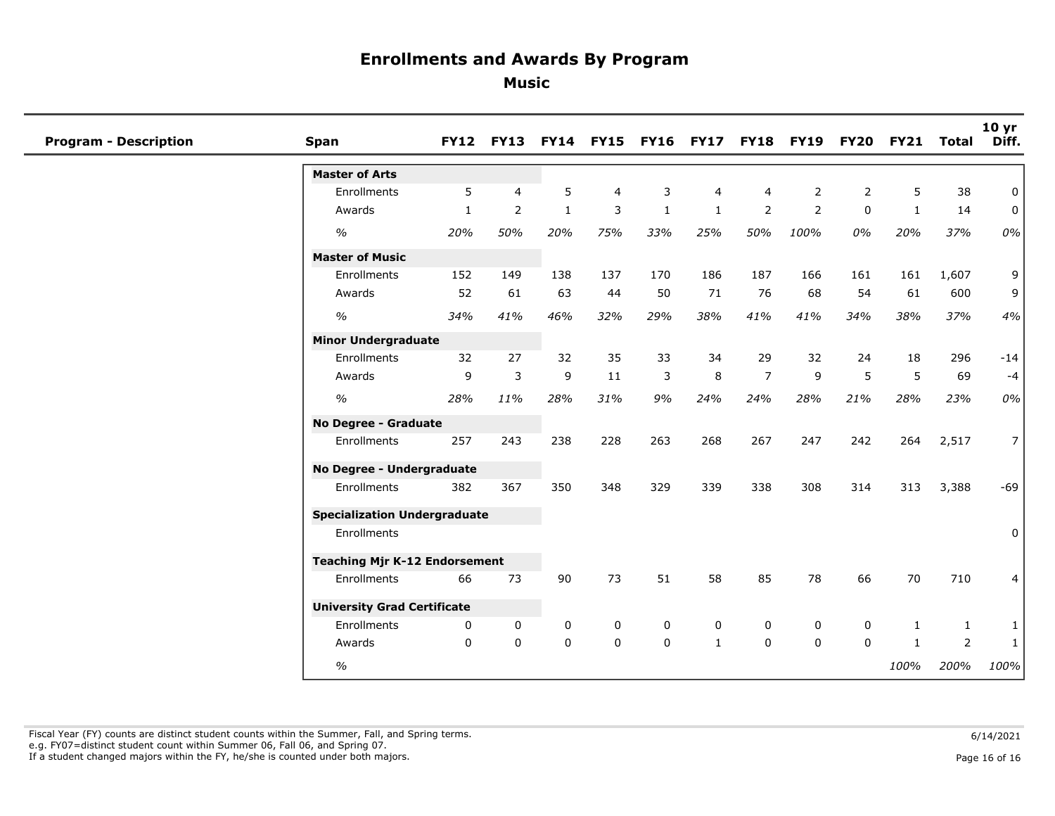# Enrollments and Awards By Program

## Music

| Program - Description | Span | FY12 | FY13 | FY14 | FY15 | FY16 | FY17 | FY18 | FY19 | FY20 | FY21 | Total | 10 yr Diff. |
|---|---|---|---|---|---|---|---|---|---|---|---|---|---|
| | **Master of Arts** | | | | | | | | | | | | |
| | Enrollments | 5 | 4 | 5 | 4 | 3 | 4 | 4 | 2 | 2 | 5 | 38 | 0 |
| | Awards | 1 | 2 | 1 | 3 | 1 | 1 | 2 | 2 | 0 | 1 | 14 | 0 |
| | *%* | *20%* | *50%* | *20%* | *75%* | *33%* | *25%* | *50%* | *100%* | *0%* | *20%* | *37%* | *0%* |
| | **Master of Music** | | | | | | | | | | | | |
| | Enrollments | 152 | 149 | 138 | 137 | 170 | 186 | 187 | 166 | 161 | 161 | 1,607 | 9 |
| | Awards | 52 | 61 | 63 | 44 | 50 | 71 | 76 | 68 | 54 | 61 | 600 | 9 |
| | *%* | *34%* | *41%* | *46%* | *32%* | *29%* | *38%* | *41%* | *41%* | *34%* | *38%* | *37%* | *4%* |
| | **Minor Undergraduate** | | | | | | | | | | | | |
| | Enrollments | 32 | 27 | 32 | 35 | 33 | 34 | 29 | 32 | 24 | 18 | 296 | -14 |
| | Awards | 9 | 3 | 9 | 11 | 3 | 8 | 7 | 9 | 5 | 5 | 69 | -4 |
| | *%* | *28%* | *11%* | *28%* | *31%* | *9%* | *24%* | *24%* | *28%* | *21%* | *28%* | *23%* | *0%* |
| | **No Degree - Graduate** | | | | | | | | | | | | |
| | Enrollments | 257 | 243 | 238 | 228 | 263 | 268 | 267 | 247 | 242 | 264 | 2,517 | 7 |
| | **No Degree - Undergraduate** | | | | | | | | | | | | |
| | Enrollments | 382 | 367 | 350 | 348 | 329 | 339 | 338 | 308 | 314 | 313 | 3,388 | -69 |
| | **Specialization Undergraduate** | | | | | | | | | | | | |
| | Enrollments | | | | | | | | | | | | 0 |
| | **Teaching Mjr K-12 Endorsement** | | | | | | | | | | | | |
| | Enrollments | 66 | 73 | 90 | 73 | 51 | 58 | 85 | 78 | 66 | 70 | 710 | 4 |
| | **University Grad Certificate** | | | | | | | | | | | | |
| | Enrollments | 0 | 0 | 0 | 0 | 0 | 0 | 0 | 0 | 0 | 1 | 1 | 1 |
| | Awards | 0 | 0 | 0 | 0 | 0 | 1 | 0 | 0 | 0 | 1 | 2 | 1 |
| | *%* | | | | | | | | | | *100%* | *200%* | *100%* |

Fiscal Year (FY) counts are distinct student counts within the Summer, Fall, and Spring terms.
e.g. FY07=distinct student count within Summer 06, Fall 06, and Spring 07.
If a student changed majors within the FY, he/she is counted under both majors.

6/14/2021